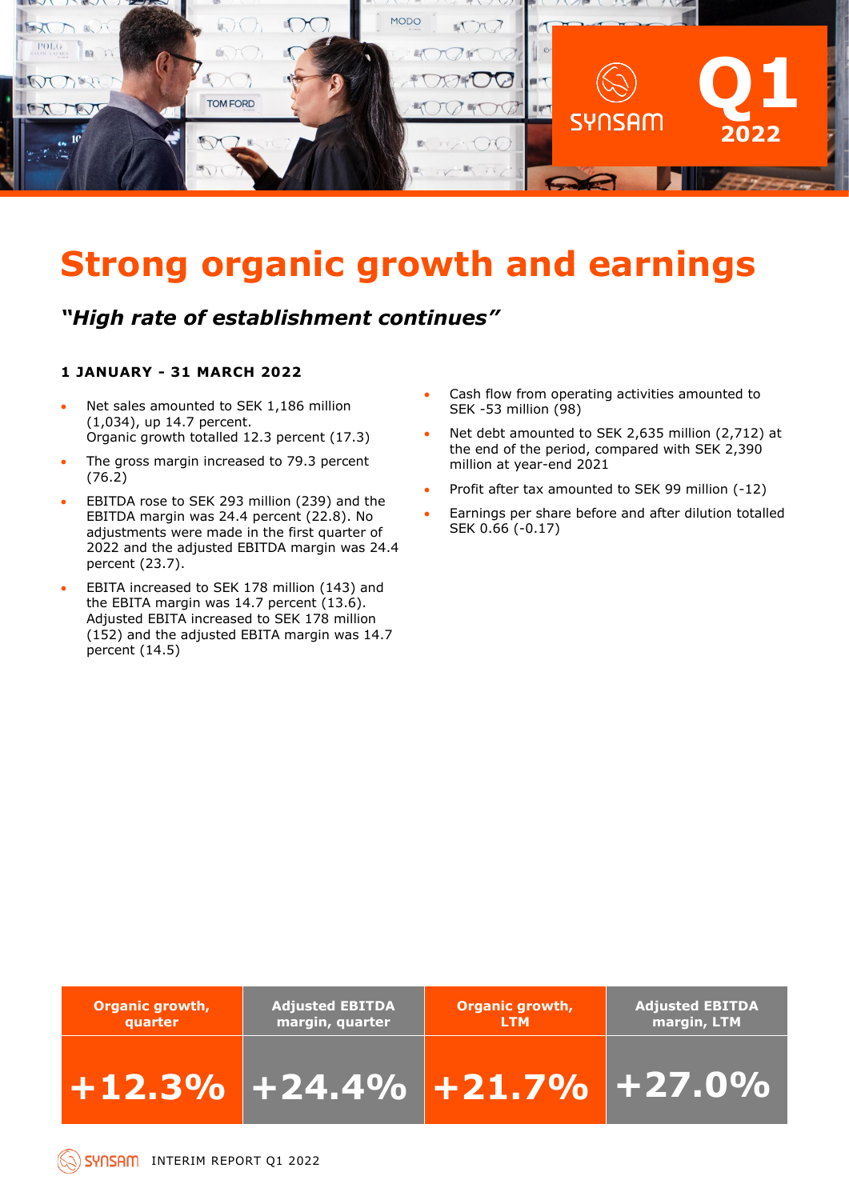# Strong organic growth and earnings

## *"High rate of establishment continues"*

**1 JANUARY - 31 MARCH 2022**

- Net sales amounted to SEK 1,186 million (1,034), up 14.7 percent. Organic growth totalled 12.3 percent (17.3)
- The gross margin increased to 79.3 percent (76.2)
- EBITDA rose to SEK 293 million (239) and the EBITDA margin was 24.4 percent (22.8). No adjustments were made in the first quarter of 2022 and the adjusted EBITDA margin was 24.4 percent (23.7).
- EBITA increased to SEK 178 million (143) and the EBITA margin was 14.7 percent (13.6). Adjusted EBITA increased to SEK 178 million (152) and the adjusted EBITA margin was 14.7 percent (14.5)
- Cash flow from operating activities amounted to SEK -53 million (98)
- Net debt amounted to SEK 2,635 million (2,712) at the end of the period, compared with SEK 2,390 million at year-end 2021
- Profit after tax amounted to SEK 99 million (-12)
- Earnings per share before and after dilution totalled SEK 0.66 (-0.17)

| Organic growth, quarter | Adjusted EBITDA margin, quarter | Organic growth, LTM | Adjusted EBITDA margin, LTM |
|---|---|---|---|
| +12.3% | +24.4% | +21.7% | +27.0% |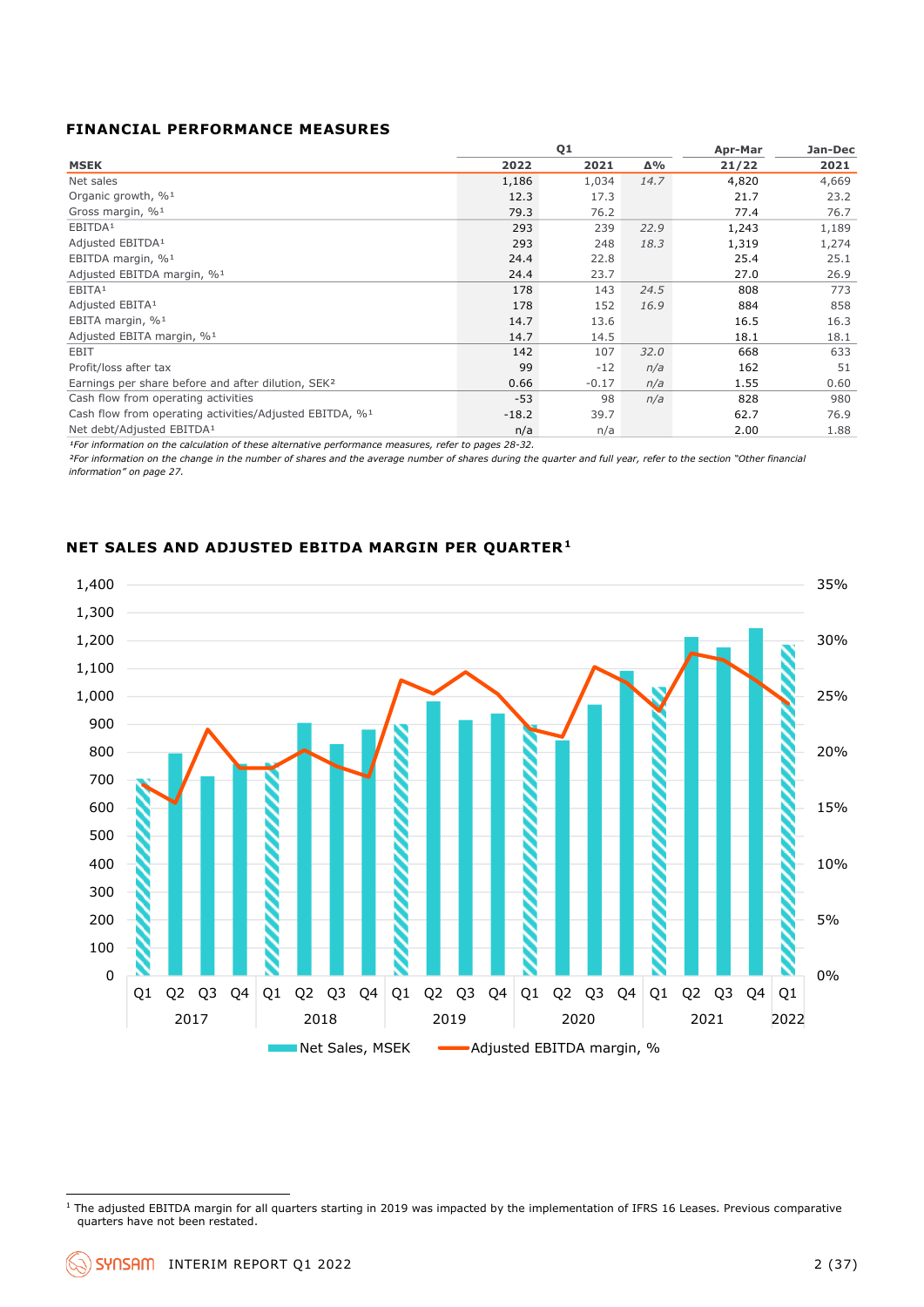## FINANCIAL PERFORMANCE MEASURES

| MSEK | Q1 2022 | Q1 2021 | Δ% | Apr-Mar 21/22 | Jan-Dec 2021 |
|---|---|---|---|---|---|
| Net sales | 1,186 | 1,034 | *14.7* | 4,820 | 4,669 |
| Organic growth, %[1] | 12.3 | 17.3 | | 21.7 | 23.2 |
| Gross margin, %[1] | 79.3 | 76.2 | | 77.4 | 76.7 |
| EBITDA[1] | 293 | 239 | *22.9* | 1,243 | 1,189 |
| Adjusted EBITDA[1] | 293 | 248 | *18.3* | 1,319 | 1,274 |
| EBITDA margin, %[1] | 24.4 | 22.8 | | 25.4 | 25.1 |
| Adjusted EBITDA margin, %[1] | 24.4 | 23.7 | | 27.0 | 26.9 |
| EBITA[1] | 178 | 143 | *24.5* | 808 | 773 |
| Adjusted EBITA[1] | 178 | 152 | *16.9* | 884 | 858 |
| EBITA margin, %[1] | 14.7 | 13.6 | | 16.5 | 16.3 |
| Adjusted EBITA margin, %[1] | 14.7 | 14.5 | | 18.1 | 18.1 |
| EBIT | 142 | 107 | *32.0* | 668 | 633 |
| Profit/loss after tax | 99 | -12 | *n/a* | 162 | 51 |
| Earnings per share before and after dilution, SEK[2] | 0.66 | -0.17 | *n/a* | 1.55 | 0.60 |
| Cash flow from operating activities | -53 | 98 | *n/a* | 828 | 980 |
| Cash flow from operating activities/Adjusted EBITDA, %[1] | -18.2 | 39.7 | | 62.7 | 76.9 |
| Net debt/Adjusted EBITDA[1] | n/a | n/a | | 2.00 | 1.88 |

*[1]For information on the calculation of these alternative performance measures, refer to pages 28-32.*

*[2]For information on the change in the number of shares and the average number of shares during the quarter and full year, refer to the section "Other financial information" on page 27.*

## NET SALES AND ADJUSTED EBITDA MARGIN PER QUARTER[1]

[1] The adjusted EBITDA margin for all quarters starting in 2019 was impacted by the implementation of IFRS 16 Leases. Previous comparative quarters have not been restated.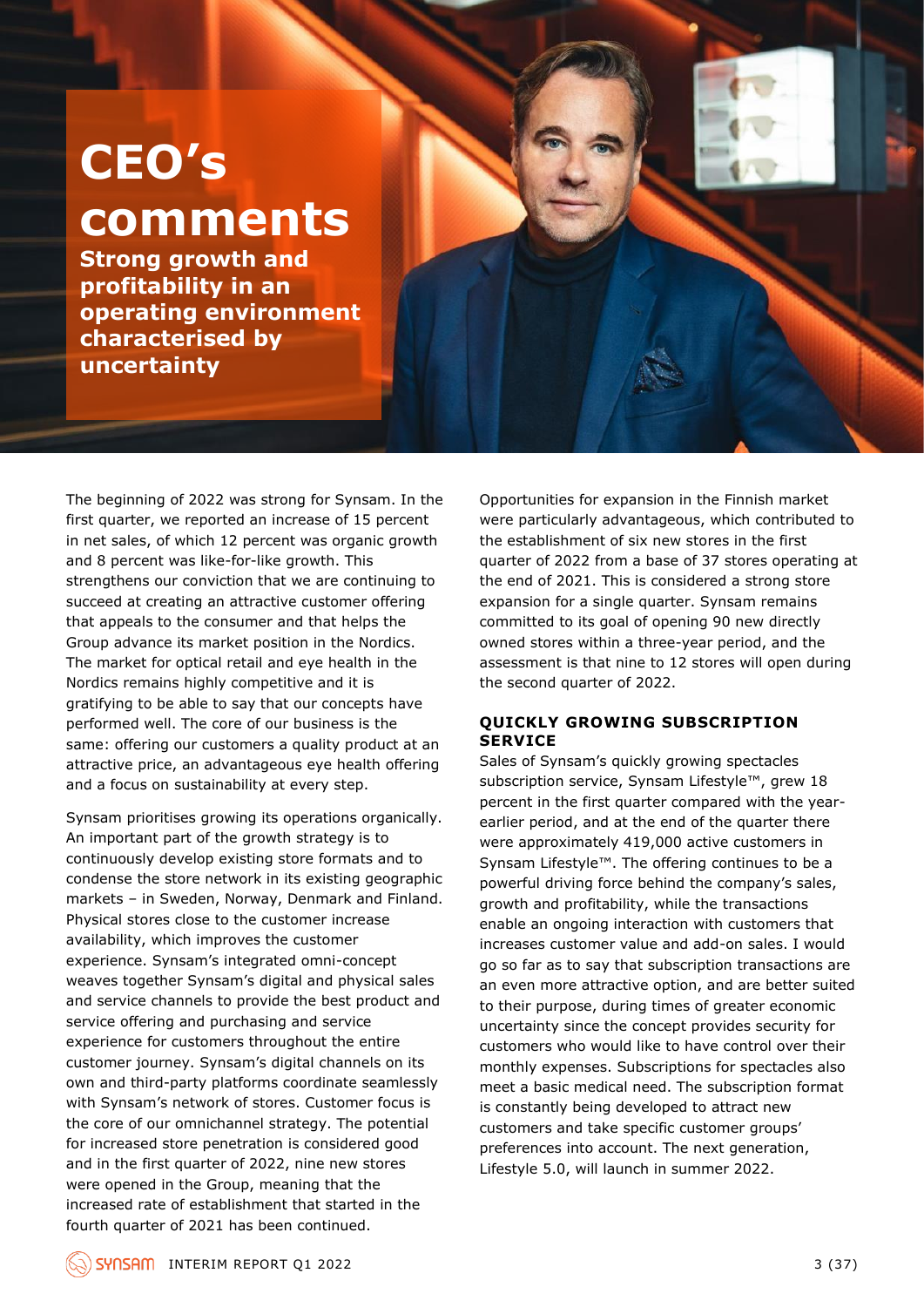# CEO's comments

## Strong growth and profitability in an operating environment characterised by uncertainty

The beginning of 2022 was strong for Synsam. In the first quarter, we reported an increase of 15 percent in net sales, of which 12 percent was organic growth and 8 percent was like-for-like growth. This strengthens our conviction that we are continuing to succeed at creating an attractive customer offering that appeals to the consumer and that helps the Group advance its market position in the Nordics. The market for optical retail and eye health in the Nordics remains highly competitive and it is gratifying to be able to say that our concepts have performed well. The core of our business is the same: offering our customers a quality product at an attractive price, an advantageous eye health offering and a focus on sustainability at every step.

Synsam prioritises growing its operations organically. An important part of the growth strategy is to continuously develop existing store formats and to condense the store network in its existing geographic markets – in Sweden, Norway, Denmark and Finland. Physical stores close to the customer increase availability, which improves the customer experience. Synsam's integrated omni-concept weaves together Synsam's digital and physical sales and service channels to provide the best product and service offering and purchasing and service experience for customers throughout the entire customer journey. Synsam's digital channels on its own and third-party platforms coordinate seamlessly with Synsam's network of stores. Customer focus is the core of our omnichannel strategy. The potential for increased store penetration is considered good and in the first quarter of 2022, nine new stores were opened in the Group, meaning that the increased rate of establishment that started in the fourth quarter of 2021 has been continued.

Opportunities for expansion in the Finnish market were particularly advantageous, which contributed to the establishment of six new stores in the first quarter of 2022 from a base of 37 stores operating at the end of 2021. This is considered a strong store expansion for a single quarter. Synsam remains committed to its goal of opening 90 new directly owned stores within a three-year period, and the assessment is that nine to 12 stores will open during the second quarter of 2022.

### QUICKLY GROWING SUBSCRIPTION SERVICE

Sales of Synsam's quickly growing spectacles subscription service, Synsam Lifestyle™, grew 18 percent in the first quarter compared with the year-earlier period, and at the end of the quarter there were approximately 419,000 active customers in Synsam Lifestyle™. The offering continues to be a powerful driving force behind the company's sales, growth and profitability, while the transactions enable an ongoing interaction with customers that increases customer value and add-on sales. I would go so far as to say that subscription transactions are an even more attractive option, and are better suited to their purpose, during times of greater economic uncertainty since the concept provides security for customers who would like to have control over their monthly expenses. Subscriptions for spectacles also meet a basic medical need. The subscription format is constantly being developed to attract new customers and take specific customer groups' preferences into account. The next generation, Lifestyle 5.0, will launch in summer 2022.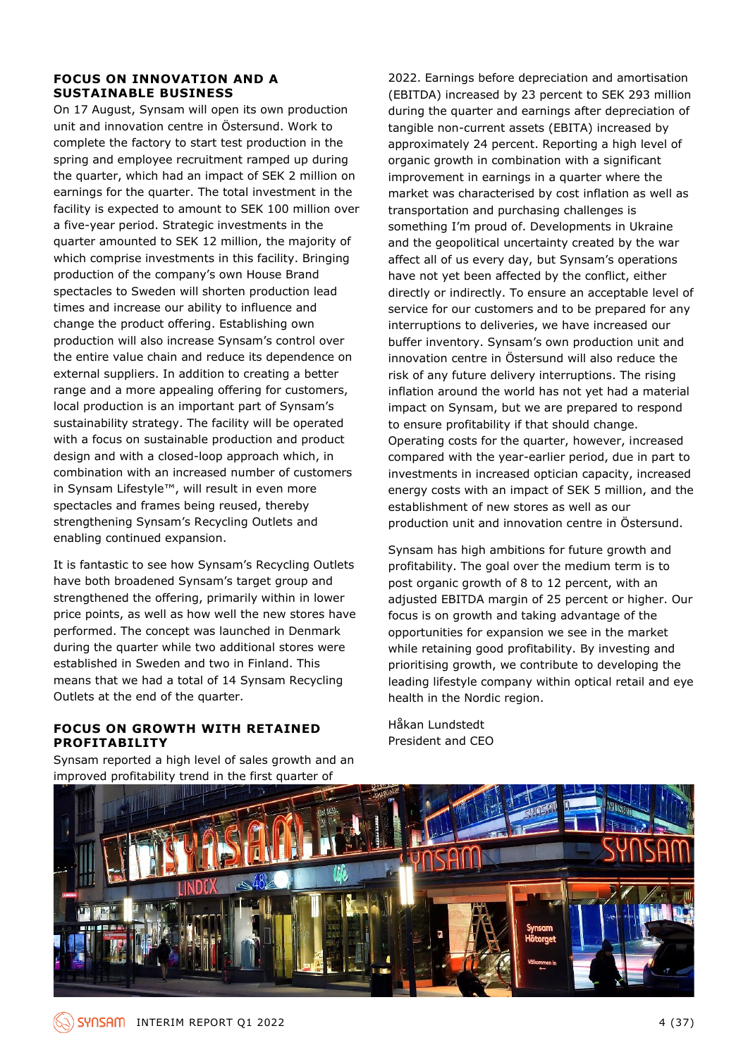## FOCUS ON INNOVATION AND A SUSTAINABLE BUSINESS

On 17 August, Synsam will open its own production unit and innovation centre in Östersund. Work to complete the factory to start test production in the spring and employee recruitment ramped up during the quarter, which had an impact of SEK 2 million on earnings for the quarter. The total investment in the facility is expected to amount to SEK 100 million over a five-year period. Strategic investments in the quarter amounted to SEK 12 million, the majority of which comprise investments in this facility. Bringing production of the company's own House Brand spectacles to Sweden will shorten production lead times and increase our ability to influence and change the product offering. Establishing own production will also increase Synsam's control over the entire value chain and reduce its dependence on external suppliers. In addition to creating a better range and a more appealing offering for customers, local production is an important part of Synsam's sustainability strategy. The facility will be operated with a focus on sustainable production and product design and with a closed-loop approach which, in combination with an increased number of customers in Synsam Lifestyle™, will result in even more spectacles and frames being reused, thereby strengthening Synsam's Recycling Outlets and enabling continued expansion.

It is fantastic to see how Synsam's Recycling Outlets have both broadened Synsam's target group and strengthened the offering, primarily within in lower price points, as well as how well the new stores have performed. The concept was launched in Denmark during the quarter while two additional stores were established in Sweden and two in Finland. This means that we had a total of 14 Synsam Recycling Outlets at the end of the quarter.

## FOCUS ON GROWTH WITH RETAINED PROFITABILITY

Synsam reported a high level of sales growth and an improved profitability trend in the first quarter of 2022. Earnings before depreciation and amortisation (EBITDA) increased by 23 percent to SEK 293 million during the quarter and earnings after depreciation of tangible non-current assets (EBITA) increased by approximately 24 percent. Reporting a high level of organic growth in combination with a significant improvement in earnings in a quarter where the market was characterised by cost inflation as well as transportation and purchasing challenges is something I'm proud of. Developments in Ukraine and the geopolitical uncertainty created by the war affect all of us every day, but Synsam's operations have not yet been affected by the conflict, either directly or indirectly. To ensure an acceptable level of service for our customers and to be prepared for any interruptions to deliveries, we have increased our buffer inventory. Synsam's own production unit and innovation centre in Östersund will also reduce the risk of any future delivery interruptions. The rising inflation around the world has not yet had a material impact on Synsam, but we are prepared to respond to ensure profitability if that should change. Operating costs for the quarter, however, increased compared with the year-earlier period, due in part to investments in increased optician capacity, increased energy costs with an impact of SEK 5 million, and the establishment of new stores as well as our production unit and innovation centre in Östersund.

Synsam has high ambitions for future growth and profitability. The goal over the medium term is to post organic growth of 8 to 12 percent, with an adjusted EBITDA margin of 25 percent or higher. Our focus is on growth and taking advantage of the opportunities for expansion we see in the market while retaining good profitability. By investing and prioritising growth, we contribute to developing the leading lifestyle company within optical retail and eye health in the Nordic region.

Håkan Lundstedt
President and CEO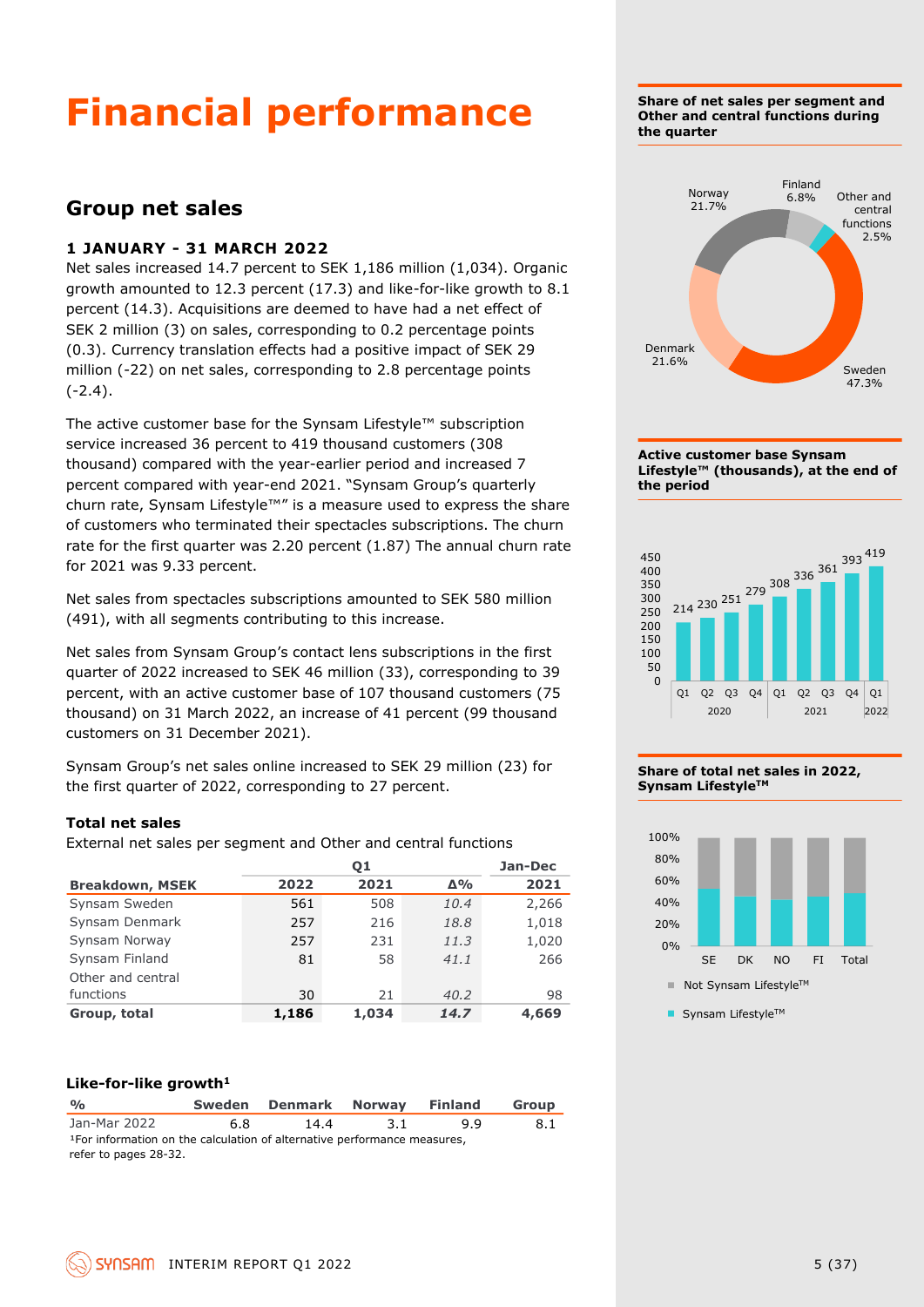# Financial performance

## Group net sales

### 1 JANUARY - 31 MARCH 2022

Net sales increased 14.7 percent to SEK 1,186 million (1,034). Organic growth amounted to 12.3 percent (17.3) and like-for-like growth to 8.1 percent (14.3). Acquisitions are deemed to have had a net effect of SEK 2 million (3) on sales, corresponding to 0.2 percentage points (0.3). Currency translation effects had a positive impact of SEK 29 million (-22) on net sales, corresponding to 2.8 percentage points (-2.4).

The active customer base for the Synsam Lifestyle™ subscription service increased 36 percent to 419 thousand customers (308 thousand) compared with the year-earlier period and increased 7 percent compared with year-end 2021. "Synsam Group's quarterly churn rate, Synsam Lifestyle™" is a measure used to express the share of customers who terminated their spectacles subscriptions. The churn rate for the first quarter was 2.20 percent (1.87) The annual churn rate for 2021 was 9.33 percent.

Net sales from spectacles subscriptions amounted to SEK 580 million (491), with all segments contributing to this increase.

Net sales from Synsam Group's contact lens subscriptions in the first quarter of 2022 increased to SEK 46 million (33), corresponding to 39 percent, with an active customer base of 107 thousand customers (75 thousand) on 31 March 2022, an increase of 41 percent (99 thousand customers on 31 December 2021).

Synsam Group's net sales online increased to SEK 29 million (23) for the first quarter of 2022, corresponding to 27 percent.

**Total net sales**

External net sales per segment and Other and central functions

| | Q1 | | | Jan-Dec |
|---|---|---|---|---|
| **Breakdown, MSEK** | **2022** | **2021** | **Δ%** | **2021** |
| Synsam Sweden | 561 | 508 | *10.4* | 2,266 |
| Synsam Denmark | 257 | 216 | *18.8* | 1,018 |
| Synsam Norway | 257 | 231 | *11.3* | 1,020 |
| Synsam Finland | 81 | 58 | *41.1* | 266 |
| Other and central functions | 30 | 21 | *40.2* | 98 |
| **Group, total** | **1,186** | **1,034** | ***14.7*** | **4,669** |

**Like-for-like growth[1]**

| % | Sweden | Denmark | Norway | Finland | Group |
|---|---|---|---|---|---|
| Jan-Mar 2022 | 6.8 | 14.4 | 3.1 | 9.9 | 8.1 |

[1]For information on the calculation of alternative performance measures, refer to pages 28-32.

**Share of net sales per segment and Other and central functions during the quarter**

Sweden 47.3%, Denmark 21.6%, Norway 21.7%, Finland 6.8%, Other and central functions 2.5%

**Active customer base Synsam Lifestyle™ (thousands), at the end of the period**

| | 2020 Q1 | 2020 Q2 | 2020 Q3 | 2020 Q4 | 2021 Q1 | 2021 Q2 | 2021 Q3 | 2021 Q4 | 2022 Q1 |
|---|---|---|---|---|---|---|---|---|---|
| Active customers | 214 | 230 | 251 | 279 | 308 | 336 | 361 | 393 | 419 |

**Share of total net sales in 2022, Synsam Lifestyle™**

SE, DK, NO, FI, Total

■ Not Synsam Lifestyle™

■ Synsam Lifestyle™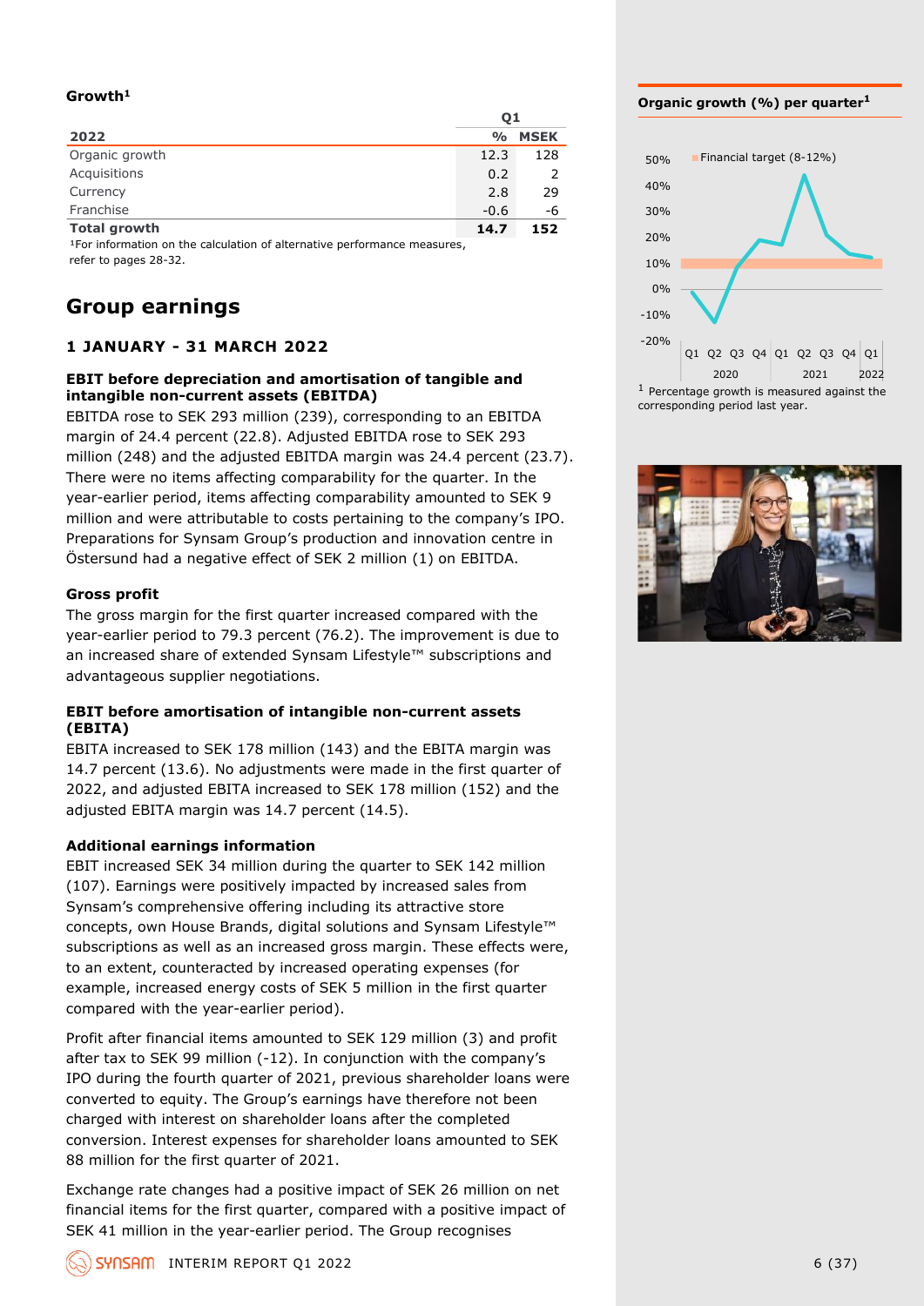**Growth[1]**

| 2022 | Q1 % | Q1 MSEK |
|---|---|---|
| Organic growth | 12.3 | 128 |
| Acquisitions | 0.2 | 2 |
| Currency | 2.8 | 29 |
| Franchise | -0.6 | -6 |
| **Total growth** | **14.7** | **152** |

[1]For information on the calculation of alternative performance measures, refer to pages 28-32.

**Organic growth (%) per quarter[1]**

[1] Percentage growth is measured against the corresponding period last year.

## Group earnings

### 1 JANUARY - 31 MARCH 2022

**EBIT before depreciation and amortisation of tangible and intangible non-current assets (EBITDA)**

EBITDA rose to SEK 293 million (239), corresponding to an EBITDA margin of 24.4 percent (22.8). Adjusted EBITDA rose to SEK 293 million (248) and the adjusted EBITDA margin was 24.4 percent (23.7). There were no items affecting comparability for the quarter. In the year-earlier period, items affecting comparability amounted to SEK 9 million and were attributable to costs pertaining to the company's IPO. Preparations for Synsam Group's production and innovation centre in Östersund had a negative effect of SEK 2 million (1) on EBITDA.

**Gross profit**

The gross margin for the first quarter increased compared with the year-earlier period to 79.3 percent (76.2). The improvement is due to an increased share of extended Synsam Lifestyle™ subscriptions and advantageous supplier negotiations.

**EBIT before amortisation of intangible non-current assets (EBITA)**

EBITA increased to SEK 178 million (143) and the EBITA margin was 14.7 percent (13.6). No adjustments were made in the first quarter of 2022, and adjusted EBITA increased to SEK 178 million (152) and the adjusted EBITA margin was 14.7 percent (14.5).

**Additional earnings information**

EBIT increased SEK 34 million during the quarter to SEK 142 million (107). Earnings were positively impacted by increased sales from Synsam's comprehensive offering including its attractive store concepts, own House Brands, digital solutions and Synsam Lifestyle™ subscriptions as well as an increased gross margin. These effects were, to an extent, counteracted by increased operating expenses (for example, increased energy costs of SEK 5 million in the first quarter compared with the year-earlier period).

Profit after financial items amounted to SEK 129 million (3) and profit after tax to SEK 99 million (-12). In conjunction with the company's IPO during the fourth quarter of 2021, previous shareholder loans were converted to equity. The Group's earnings have therefore not been charged with interest on shareholder loans after the completed conversion. Interest expenses for shareholder loans amounted to SEK 88 million for the first quarter of 2021.

Exchange rate changes had a positive impact of SEK 26 million on net financial items for the first quarter, compared with a positive impact of SEK 41 million in the year-earlier period. The Group recognises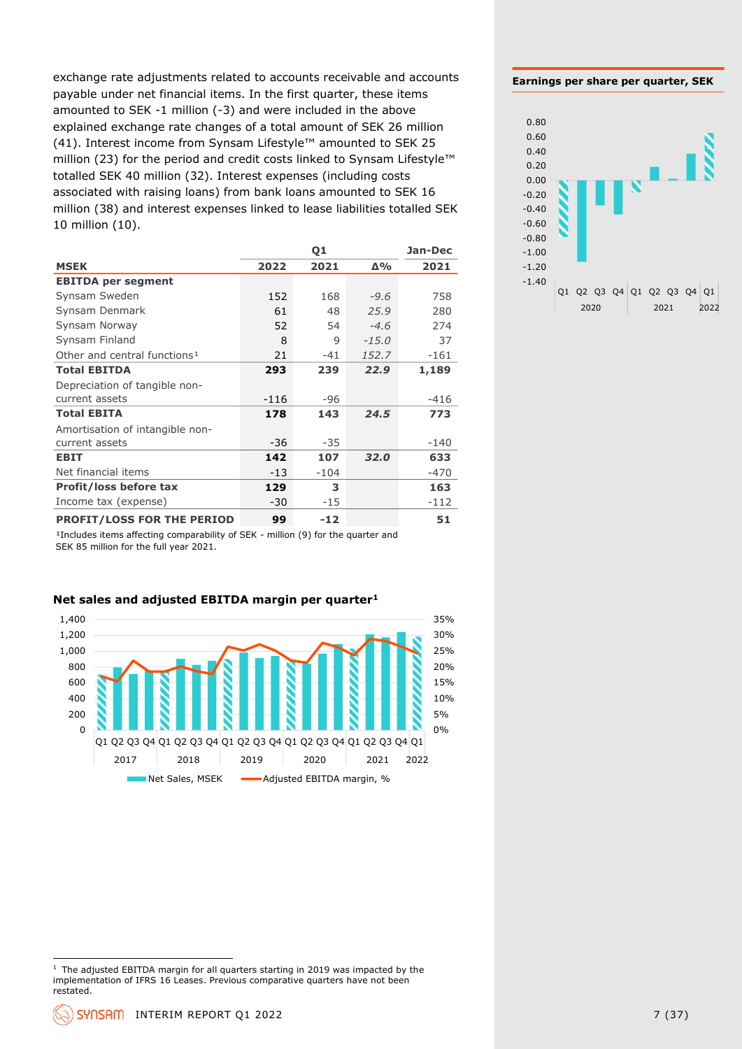exchange rate adjustments related to accounts receivable and accounts payable under net financial items. In the first quarter, these items amounted to SEK -1 million (-3) and were included in the above explained exchange rate changes of a total amount of SEK 26 million (41). Interest income from Synsam Lifestyle™ amounted to SEK 25 million (23) for the period and credit costs linked to Synsam Lifestyle™ totalled SEK 40 million (32). Interest expenses (including costs associated with raising loans) from bank loans amounted to SEK 16 million (38) and interest expenses linked to lease liabilities totalled SEK 10 million (10).

| | Q1 | | | Jan-Dec |
|---|---|---|---|---|
| **MSEK** | **2022** | **2021** | **Δ%** | **2021** |
| **EBITDA per segment** | | | | |
| Synsam Sweden | 152 | 168 | *-9.6* | 758 |
| Synsam Denmark | 61 | 48 | *25.9* | 280 |
| Synsam Norway | 52 | 54 | *-4.6* | 274 |
| Synsam Finland | 8 | 9 | *-15.0* | 37 |
| Other and central functions[1] | 21 | -41 | *152.7* | -161 |
| **Total EBITDA** | **293** | **239** | ***22.9*** | **1,189** |
| Depreciation of tangible non-current assets | -116 | -96 | | -416 |
| **Total EBITA** | **178** | **143** | ***24.5*** | **773** |
| Amortisation of intangible non-current assets | -36 | -35 | | -140 |
| **EBIT** | **142** | **107** | ***32.0*** | **633** |
| Net financial items | -13 | -104 | | -470 |
| **Profit/loss before tax** | **129** | **3** | | **163** |
| Income tax (expense) | -30 | -15 | | -112 |
| **PROFIT/LOSS FOR THE PERIOD** | **99** | **-12** | | **51** |

[1]Includes items affecting comparability of SEK - million (9) for the quarter and SEK 85 million for the full year 2021.

**Net sales and adjusted EBITDA margin per quarter[1]**

**Earnings per share per quarter, SEK**

[1] The adjusted EBITDA margin for all quarters starting in 2019 was impacted by the implementation of IFRS 16 Leases. Previous comparative quarters have not been restated.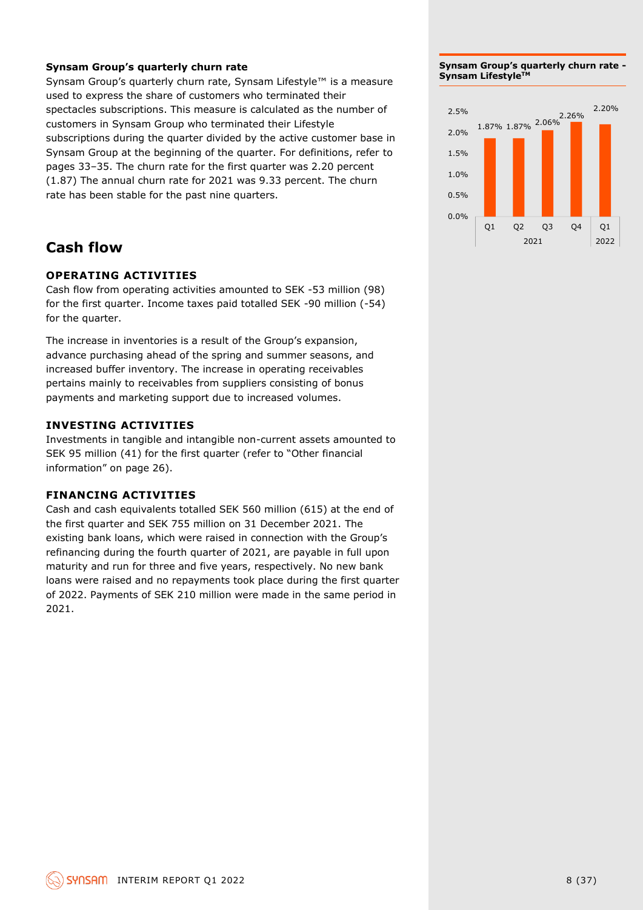**Synsam Group's quarterly churn rate**

Synsam Group's quarterly churn rate, Synsam Lifestyle™ is a measure used to express the share of customers who terminated their spectacles subscriptions. This measure is calculated as the number of customers in Synsam Group who terminated their Lifestyle subscriptions during the quarter divided by the active customer base in Synsam Group at the beginning of the quarter. For definitions, refer to pages 33–35. The churn rate for the first quarter was 2.20 percent (1.87) The annual churn rate for 2021 was 9.33 percent. The churn rate has been stable for the past nine quarters.

**Synsam Group's quarterly churn rate - Synsam Lifestyle™**

| Year | Quarter | Churn rate |
|---|---|---|
| 2021 | Q1 | 1.87% |
| 2021 | Q2 | 1.87% |
| 2021 | Q3 | 2.06% |
| 2021 | Q4 | 2.26% |
| 2022 | Q1 | 2.20% |

## Cash flow

### OPERATING ACTIVITIES

Cash flow from operating activities amounted to SEK -53 million (98) for the first quarter. Income taxes paid totalled SEK -90 million (-54) for the quarter.

The increase in inventories is a result of the Group's expansion, advance purchasing ahead of the spring and summer seasons, and increased buffer inventory. The increase in operating receivables pertains mainly to receivables from suppliers consisting of bonus payments and marketing support due to increased volumes.

### INVESTING ACTIVITIES

Investments in tangible and intangible non-current assets amounted to SEK 95 million (41) for the first quarter (refer to "Other financial information" on page 26).

### FINANCING ACTIVITIES

Cash and cash equivalents totalled SEK 560 million (615) at the end of the first quarter and SEK 755 million on 31 December 2021. The existing bank loans, which were raised in connection with the Group's refinancing during the fourth quarter of 2021, are payable in full upon maturity and run for three and five years, respectively. No new bank loans were raised and no repayments took place during the first quarter of 2022. Payments of SEK 210 million were made in the same period in 2021.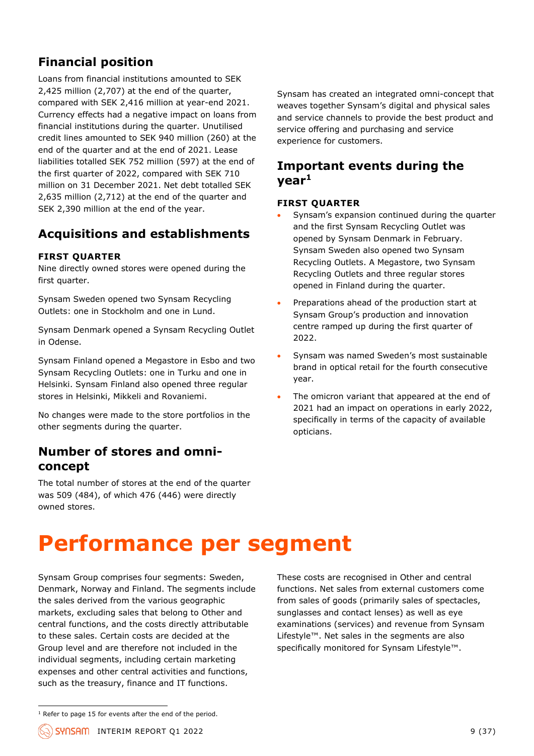## Financial position

Loans from financial institutions amounted to SEK 2,425 million (2,707) at the end of the quarter, compared with SEK 2,416 million at year-end 2021. Currency effects had a negative impact on loans from financial institutions during the quarter. Unutilised credit lines amounted to SEK 940 million (260) at the end of the quarter and at the end of 2021. Lease liabilities totalled SEK 752 million (597) at the end of the first quarter of 2022, compared with SEK 710 million on 31 December 2021. Net debt totalled SEK 2,635 million (2,712) at the end of the quarter and SEK 2,390 million at the end of the year.

## Acquisitions and establishments

### FIRST QUARTER

Nine directly owned stores were opened during the first quarter.

Synsam Sweden opened two Synsam Recycling Outlets: one in Stockholm and one in Lund.

Synsam Denmark opened a Synsam Recycling Outlet in Odense.

Synsam Finland opened a Megastore in Esbo and two Synsam Recycling Outlets: one in Turku and one in Helsinki. Synsam Finland also opened three regular stores in Helsinki, Mikkeli and Rovaniemi.

No changes were made to the store portfolios in the other segments during the quarter.

## Number of stores and omni-concept

The total number of stores at the end of the quarter was 509 (484), of which 476 (446) were directly owned stores.

Synsam has created an integrated omni-concept that weaves together Synsam's digital and physical sales and service channels to provide the best product and service offering and purchasing and service experience for customers.

## Important events during the year[1]

### FIRST QUARTER

- Synsam's expansion continued during the quarter and the first Synsam Recycling Outlet was opened by Synsam Denmark in February. Synsam Sweden also opened two Synsam Recycling Outlets. A Megastore, two Synsam Recycling Outlets and three regular stores opened in Finland during the quarter.
- Preparations ahead of the production start at Synsam Group's production and innovation centre ramped up during the first quarter of 2022.
- Synsam was named Sweden's most sustainable brand in optical retail for the fourth consecutive year.
- The omicron variant that appeared at the end of 2021 had an impact on operations in early 2022, specifically in terms of the capacity of available opticians.

# Performance per segment

Synsam Group comprises four segments: Sweden, Denmark, Norway and Finland. The segments include the sales derived from the various geographic markets, excluding sales that belong to Other and central functions, and the costs directly attributable to these sales. Certain costs are decided at the Group level and are therefore not included in the individual segments, including certain marketing expenses and other central activities and functions, such as the treasury, finance and IT functions. These costs are recognised in Other and central functions. Net sales from external customers come from sales of goods (primarily sales of spectacles, sunglasses and contact lenses) as well as eye examinations (services) and revenue from Synsam Lifestyle™. Net sales in the segments are also specifically monitored for Synsam Lifestyle™.

[1] Refer to page 15 for events after the end of the period.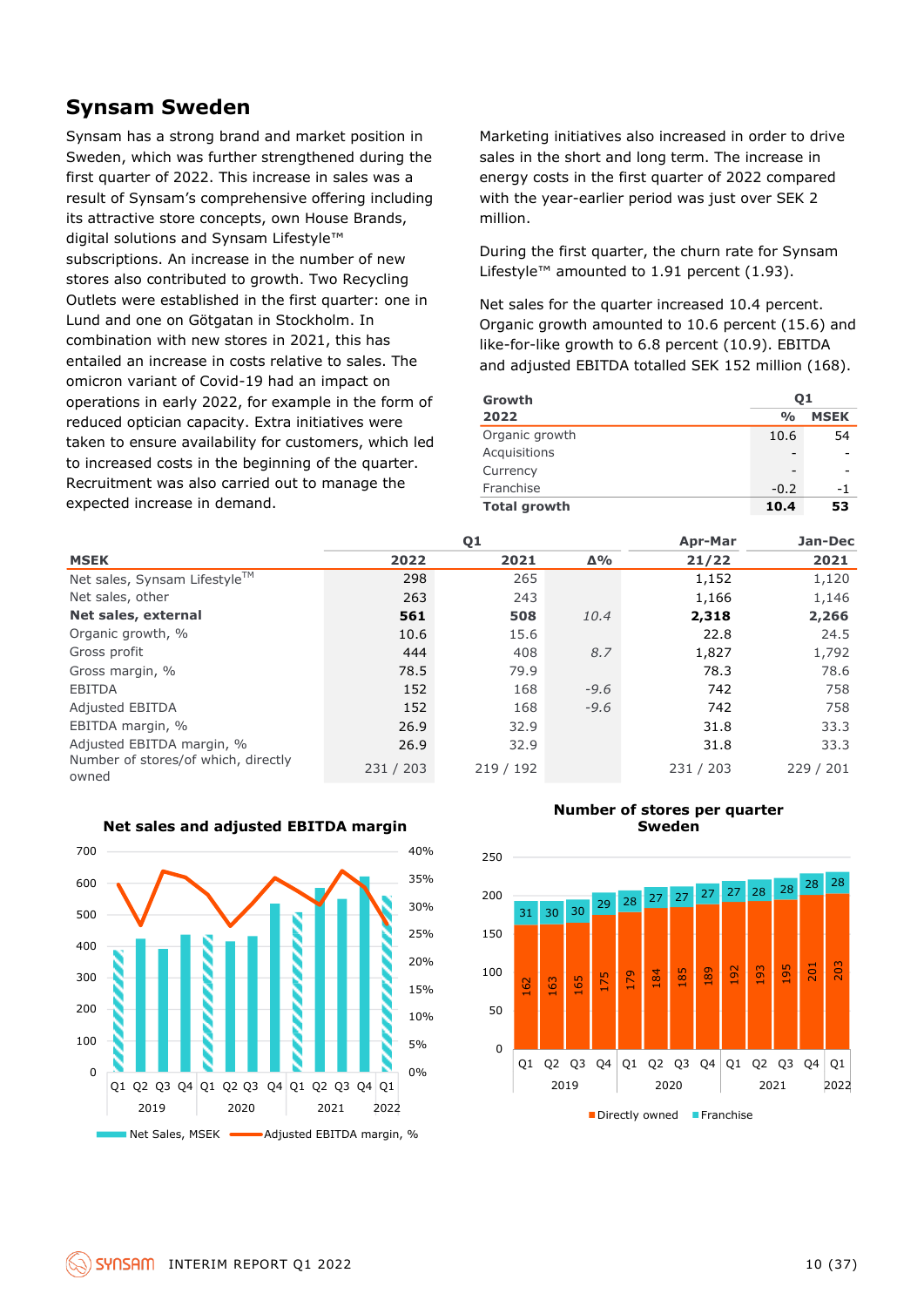## Synsam Sweden

Synsam has a strong brand and market position in Sweden, which was further strengthened during the first quarter of 2022. This increase in sales was a result of Synsam's comprehensive offering including its attractive store concepts, own House Brands, digital solutions and Synsam Lifestyle™ subscriptions. An increase in the number of new stores also contributed to growth. Two Recycling Outlets were established in the first quarter: one in Lund and one on Götgatan in Stockholm. In combination with new stores in 2021, this has entailed an increase in costs relative to sales. The omicron variant of Covid-19 had an impact on operations in early 2022, for example in the form of reduced optician capacity. Extra initiatives were taken to ensure availability for customers, which led to increased costs in the beginning of the quarter. Recruitment was also carried out to manage the expected increase in demand.

Marketing initiatives also increased in order to drive sales in the short and long term. The increase in energy costs in the first quarter of 2022 compared with the year-earlier period was just over SEK 2 million.

During the first quarter, the churn rate for Synsam Lifestyle™ amounted to 1.91 percent (1.93).

Net sales for the quarter increased 10.4 percent. Organic growth amounted to 10.6 percent (15.6) and like-for-like growth to 6.8 percent (10.9). EBITDA and adjusted EBITDA totalled SEK 152 million (168).

| Growth | Q1 | |
|---|---|---|
| 2022 | % | MSEK |
| Organic growth | 10.6 | 54 |
| Acquisitions | - | - |
| Currency | - | - |
| Franchise | -0.2 | -1 |
| **Total growth** | **10.4** | **53** |

| MSEK | Q1 2022 | Q1 2021 | Δ% | Apr-Mar 21/22 | Jan-Dec 2021 |
|---|---|---|---|---|---|
| Net sales, Synsam Lifestyle™ | 298 | 265 | | 1,152 | 1,120 |
| Net sales, other | 263 | 243 | | 1,166 | 1,146 |
| **Net sales, external** | **561** | **508** | *10.4* | **2,318** | **2,266** |
| Organic growth, % | 10.6 | 15.6 | | 22.8 | 24.5 |
| Gross profit | 444 | 408 | *8.7* | 1,827 | 1,792 |
| Gross margin, % | 78.5 | 79.9 | | 78.3 | 78.6 |
| EBITDA | 152 | 168 | *-9.6* | 742 | 758 |
| Adjusted EBITDA | 152 | 168 | *-9.6* | 742 | 758 |
| EBITDA margin, % | 26.9 | 32.9 | | 31.8 | 33.3 |
| Adjusted EBITDA margin, % | 26.9 | 32.9 | | 31.8 | 33.3 |
| Number of stores/of which, directly owned | 231 / 203 | 219 / 192 | | 231 / 203 | 229 / 201 |

**Net sales and adjusted EBITDA margin**

**Number of stores per quarter Sweden**

| Quarter | Directly owned | Franchise |
|---|---|---|
| Q1 2019 | 162 | 31 |
| Q2 2019 | 163 | 30 |
| Q3 2019 | 165 | 30 |
| Q4 2019 | 175 | 29 |
| Q1 2020 | 179 | 28 |
| Q2 2020 | 184 | 27 |
| Q3 2020 | 185 | 27 |
| Q4 2020 | 189 | 27 |
| Q1 2021 | 192 | 27 |
| Q2 2021 | 193 | 28 |
| Q3 2021 | 195 | 28 |
| Q4 2021 | 201 | 28 |
| Q1 2022 | 203 | 28 |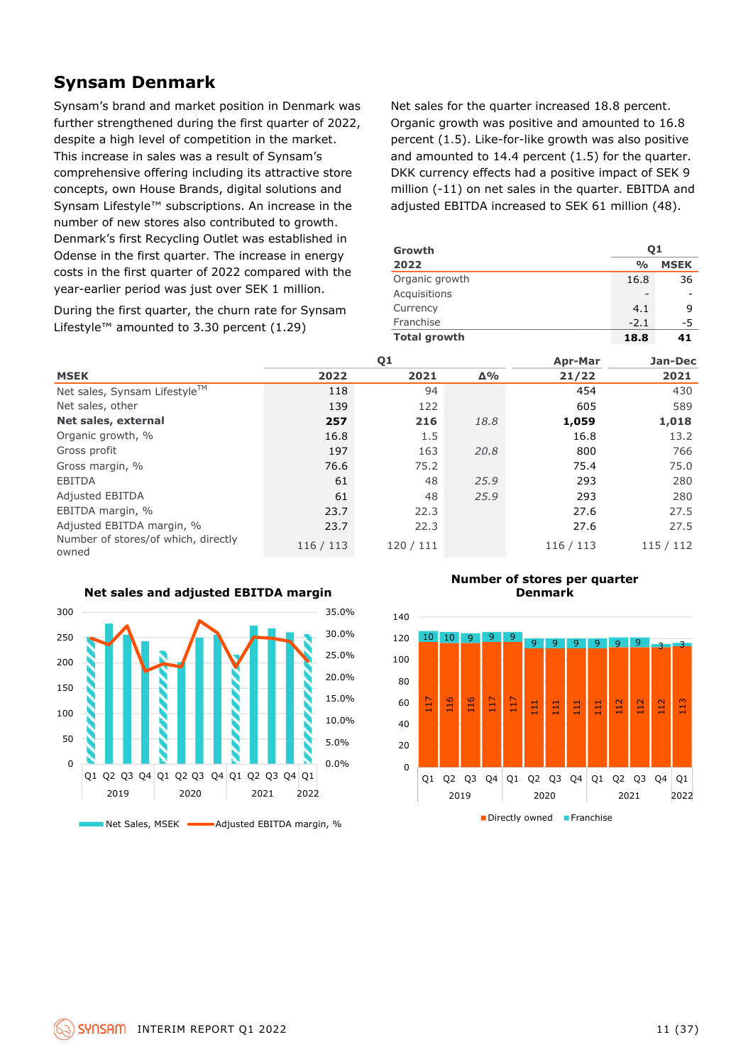## Synsam Denmark

Synsam's brand and market position in Denmark was further strengthened during the first quarter of 2022, despite a high level of competition in the market. This increase in sales was a result of Synsam's comprehensive offering including its attractive store concepts, own House Brands, digital solutions and Synsam Lifestyle™ subscriptions. An increase in the number of new stores also contributed to growth. Denmark's first Recycling Outlet was established in Odense in the first quarter. The increase in energy costs in the first quarter of 2022 compared with the year-earlier period was just over SEK 1 million.

During the first quarter, the churn rate for Synsam Lifestyle™ amounted to 3.30 percent (1.29)

Net sales for the quarter increased 18.8 percent. Organic growth was positive and amounted to 16.8 percent (1.5). Like-for-like growth was also positive and amounted to 14.4 percent (1.5) for the quarter. DKK currency effects had a positive impact of SEK 9 million (-11) on net sales in the quarter. EBITDA and adjusted EBITDA increased to SEK 61 million (48).

| Growth | Q1 | |
|---|---|---|
| **2022** | **%** | **MSEK** |
| Organic growth | 16.8 | 36 |
| Acquisitions | - | - |
| Currency | 4.1 | 9 |
| Franchise | -2.1 | -5 |
| **Total growth** | **18.8** | **41** |

| | Q1 | | | Apr-Mar | Jan-Dec |
|---|---|---|---|---|---|
| **MSEK** | **2022** | **2021** | **Δ%** | **21/22** | **2021** |
| Net sales, Synsam Lifestyle™ | 118 | 94 | | 454 | 430 |
| Net sales, other | 139 | 122 | | 605 | 589 |
| **Net sales, external** | **257** | **216** | *18.8* | **1,059** | **1,018** |
| Organic growth, % | 16.8 | 1.5 | | 16.8 | 13.2 |
| Gross profit | 197 | 163 | *20.8* | 800 | 766 |
| Gross margin, % | 76.6 | 75.2 | | 75.4 | 75.0 |
| EBITDA | 61 | 48 | *25.9* | 293 | 280 |
| Adjusted EBITDA | 61 | 48 | *25.9* | 293 | 280 |
| EBITDA margin, % | 23.7 | 22.3 | | 27.6 | 27.5 |
| Adjusted EBITDA margin, % | 23.7 | 22.3 | | 27.6 | 27.5 |
| Number of stores/of which, directly owned | 116 / 113 | 120 / 111 | | 116 / 113 | 115 / 112 |

**Net sales and adjusted EBITDA margin**

**Number of stores per quarter Denmark**

| | Q1 2019 | Q2 2019 | Q3 2019 | Q4 2019 | Q1 2020 | Q2 2020 | Q3 2020 | Q4 2020 | Q1 2021 | Q2 2021 | Q3 2021 | Q4 2021 | Q1 2022 |
|---|---|---|---|---|---|---|---|---|---|---|---|---|---|
| Directly owned | 117 | 116 | 116 | 117 | 117 | 111 | 111 | 111 | 111 | 112 | 112 | 112 | 113 |
| Franchise | 10 | 10 | 9 | 9 | 9 | 9 | 9 | 9 | 9 | 9 | 9 | 3 | 3 |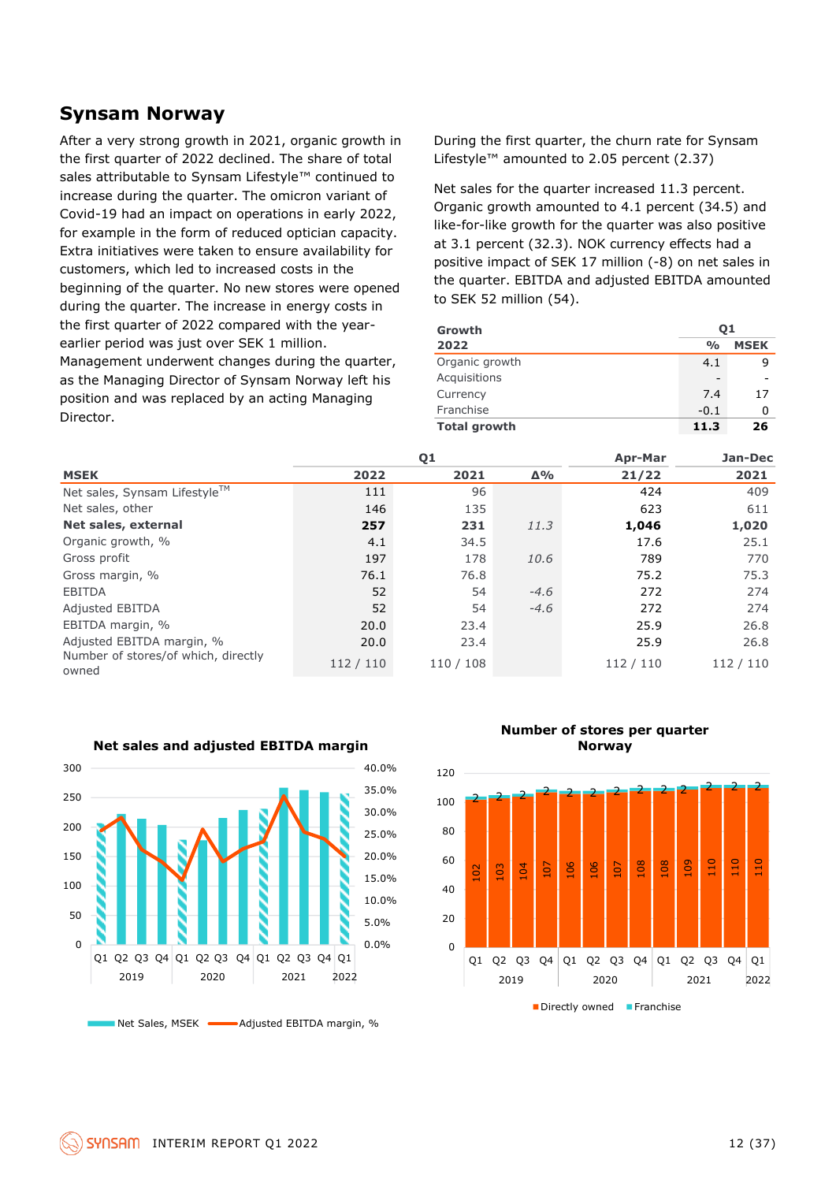## Synsam Norway

After a very strong growth in 2021, organic growth in the first quarter of 2022 declined. The share of total sales attributable to Synsam Lifestyle™ continued to increase during the quarter. The omicron variant of Covid-19 had an impact on operations in early 2022, for example in the form of reduced optician capacity. Extra initiatives were taken to ensure availability for customers, which led to increased costs in the beginning of the quarter. No new stores were opened during the quarter. The increase in energy costs in the first quarter of 2022 compared with the year-earlier period was just over SEK 1 million. Management underwent changes during the quarter, as the Managing Director of Synsam Norway left his position and was replaced by an acting Managing Director.

During the first quarter, the churn rate for Synsam Lifestyle™ amounted to 2.05 percent (2.37)

Net sales for the quarter increased 11.3 percent. Organic growth amounted to 4.1 percent (34.5) and like-for-like growth for the quarter was also positive at 3.1 percent (32.3). NOK currency effects had a positive impact of SEK 17 million (-8) on net sales in the quarter. EBITDA and adjusted EBITDA amounted to SEK 52 million (54).

| Growth 2022 | Q1 % | Q1 MSEK |
|---|---|---|
| Organic growth | 4.1 | 9 |
| Acquisitions | - | - |
| Currency | 7.4 | 17 |
| Franchise | -0.1 | 0 |
| **Total growth** | **11.3** | **26** |

| MSEK | Q1 2022 | Q1 2021 | Δ% | Apr-Mar 21/22 | Jan-Dec 2021 |
|---|---|---|---|---|---|
| Net sales, Synsam Lifestyle™ | 111 | 96 | | 424 | 409 |
| Net sales, other | 146 | 135 | | 623 | 611 |
| **Net sales, external** | **257** | 231 | *11.3* | **1,046** | **1,020** |
| Organic growth, % | 4.1 | 34.5 | | 17.6 | 25.1 |
| Gross profit | 197 | 178 | *10.6* | 789 | 770 |
| Gross margin, % | 76.1 | 76.8 | | 75.2 | 75.3 |
| EBITDA | 52 | 54 | *-4.6* | 272 | 274 |
| Adjusted EBITDA | 52 | 54 | *-4.6* | 272 | 274 |
| EBITDA margin, % | 20.0 | 23.4 | | 25.9 | 26.8 |
| Adjusted EBITDA margin, % | 20.0 | 23.4 | | 25.9 | 26.8 |
| Number of stores/of which, directly owned | 112 / 110 | 110 / 108 | | 112 / 110 | 112 / 110 |

**Net sales and adjusted EBITDA margin**

**Number of stores per quarter Norway**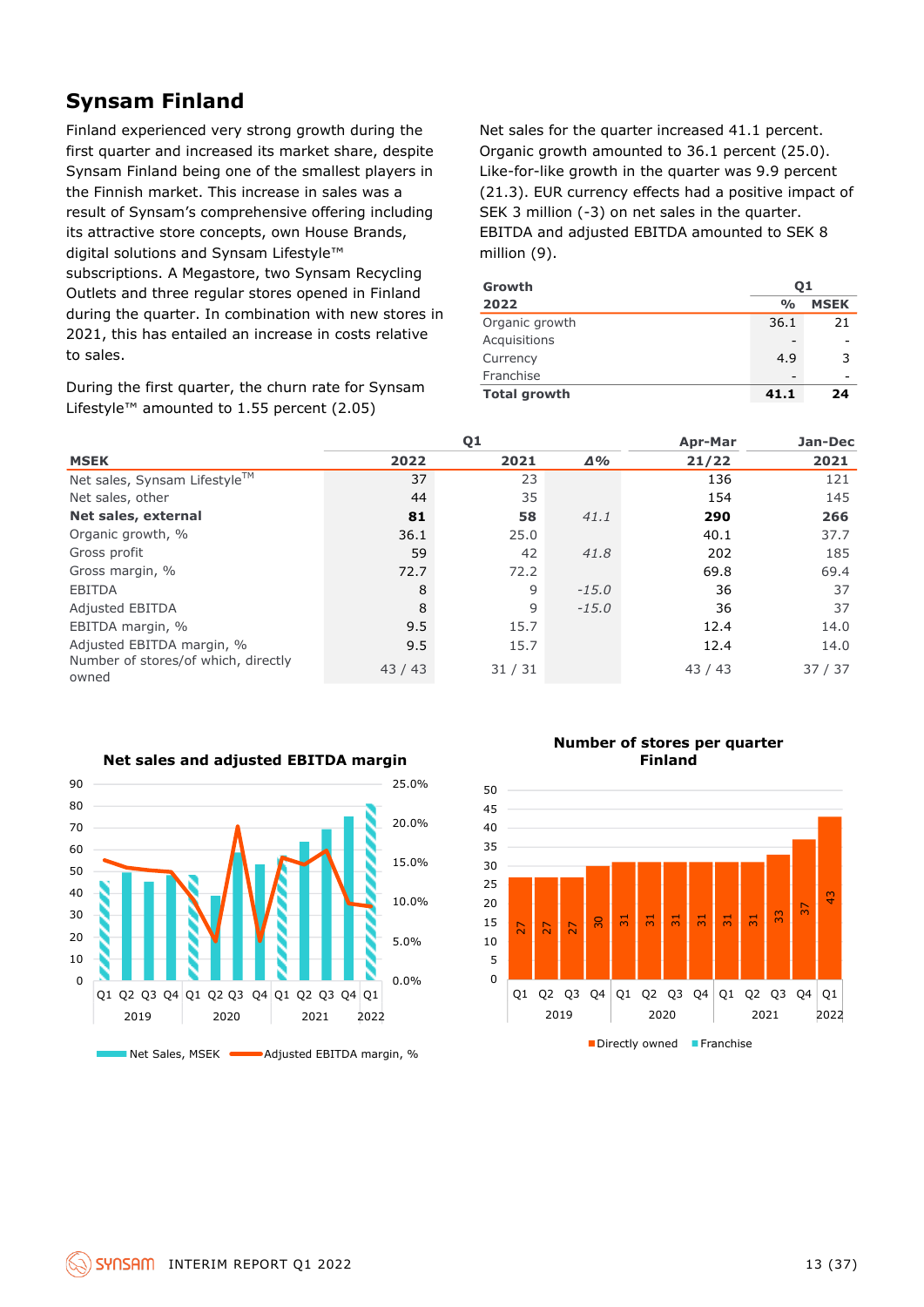## Synsam Finland

Finland experienced very strong growth during the first quarter and increased its market share, despite Synsam Finland being one of the smallest players in the Finnish market. This increase in sales was a result of Synsam's comprehensive offering including its attractive store concepts, own House Brands, digital solutions and Synsam Lifestyle™ subscriptions. A Megastore, two Synsam Recycling Outlets and three regular stores opened in Finland during the quarter. In combination with new stores in 2021, this has entailed an increase in costs relative to sales.

During the first quarter, the churn rate for Synsam Lifestyle™ amounted to 1.55 percent (2.05)

Net sales for the quarter increased 41.1 percent. Organic growth amounted to 36.1 percent (25.0). Like-for-like growth in the quarter was 9.9 percent (21.3). EUR currency effects had a positive impact of SEK 3 million (-3) on net sales in the quarter. EBITDA and adjusted EBITDA amounted to SEK 8 million (9).

| Growth | Q1 | |
|---|---|---|
| 2022 | % | MSEK |
| Organic growth | 36.1 | 21 |
| Acquisitions | - | - |
| Currency | 4.9 | 3 |
| Franchise | - | - |
| **Total growth** | **41.1** | **24** |

| | Q1 | | | Apr-Mar | Jan-Dec |
|---|---|---|---|---|---|
| MSEK | 2022 | 2021 | Δ% | 21/22 | 2021 |
| Net sales, Synsam Lifestyle™ | 37 | 23 | | 136 | 121 |
| Net sales, other | 44 | 35 | | 154 | 145 |
| **Net sales, external** | **81** | **58** | *41.1* | **290** | **266** |
| Organic growth, % | 36.1 | 25.0 | | 40.1 | 37.7 |
| Gross profit | 59 | 42 | *41.8* | 202 | 185 |
| Gross margin, % | 72.7 | 72.2 | | 69.8 | 69.4 |
| EBITDA | 8 | 9 | *-15.0* | 36 | 37 |
| Adjusted EBITDA | 8 | 9 | *-15.0* | 36 | 37 |
| EBITDA margin, % | 9.5 | 15.7 | | 12.4 | 14.0 |
| Adjusted EBITDA margin, % | 9.5 | 15.7 | | 12.4 | 14.0 |
| Number of stores/of which, directly owned | 43 / 43 | 31 / 31 | | 43 / 43 | 37 / 37 |

**Net sales and adjusted EBITDA margin**

Net Sales, MSEK — Adjusted EBITDA margin, %

**Number of stores per quarter Finland**

| | 2019 Q1 | Q2 | Q3 | Q4 | 2020 Q1 | Q2 | Q3 | Q4 | 2021 Q1 | Q2 | Q3 | Q4 | 2022 Q1 |
|---|---|---|---|---|---|---|---|---|---|---|---|---|---|
| Directly owned | 27 | 27 | 27 | 30 | 31 | 31 | 31 | 31 | 31 | 31 | 33 | 37 | 43 |

Directly owned — Franchise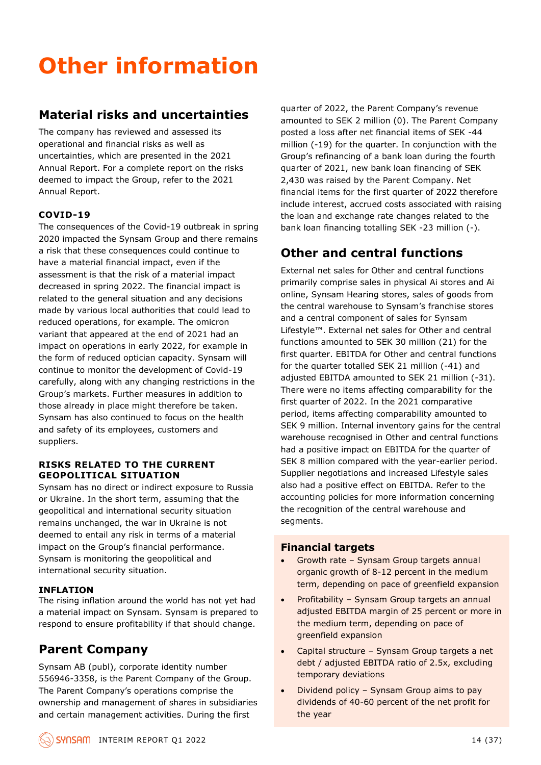# Other information

## Material risks and uncertainties

The company has reviewed and assessed its operational and financial risks as well as uncertainties, which are presented in the 2021 Annual Report. For a complete report on the risks deemed to impact the Group, refer to the 2021 Annual Report.

### COVID-19

The consequences of the Covid-19 outbreak in spring 2020 impacted the Synsam Group and there remains a risk that these consequences could continue to have a material financial impact, even if the assessment is that the risk of a material impact decreased in spring 2022. The financial impact is related to the general situation and any decisions made by various local authorities that could lead to reduced operations, for example. The omicron variant that appeared at the end of 2021 had an impact on operations in early 2022, for example in the form of reduced optician capacity. Synsam will continue to monitor the development of Covid-19 carefully, along with any changing restrictions in the Group's markets. Further measures in addition to those already in place might therefore be taken. Synsam has also continued to focus on the health and safety of its employees, customers and suppliers.

### RISKS RELATED TO THE CURRENT GEOPOLITICAL SITUATION

Synsam has no direct or indirect exposure to Russia or Ukraine. In the short term, assuming that the geopolitical and international security situation remains unchanged, the war in Ukraine is not deemed to entail any risk in terms of a material impact on the Group's financial performance. Synsam is monitoring the geopolitical and international security situation.

### INFLATION

The rising inflation around the world has not yet had a material impact on Synsam. Synsam is prepared to respond to ensure profitability if that should change.

## Parent Company

Synsam AB (publ), corporate identity number 556946-3358, is the Parent Company of the Group. The Parent Company's operations comprise the ownership and management of shares in subsidiaries and certain management activities. During the first quarter of 2022, the Parent Company's revenue amounted to SEK 2 million (0). The Parent Company posted a loss after net financial items of SEK -44 million (-19) for the quarter. In conjunction with the Group's refinancing of a bank loan during the fourth quarter of 2021, new bank loan financing of SEK 2,430 was raised by the Parent Company. Net financial items for the first quarter of 2022 therefore include interest, accrued costs associated with raising the loan and exchange rate changes related to the bank loan financing totalling SEK -23 million (-).

## Other and central functions

External net sales for Other and central functions primarily comprise sales in physical Ai stores and Ai online, Synsam Hearing stores, sales of goods from the central warehouse to Synsam's franchise stores and a central component of sales for Synsam Lifestyle™. External net sales for Other and central functions amounted to SEK 30 million (21) for the first quarter. EBITDA for Other and central functions for the quarter totalled SEK 21 million (-41) and adjusted EBITDA amounted to SEK 21 million (-31). There were no items affecting comparability for the first quarter of 2022. In the 2021 comparative period, items affecting comparability amounted to SEK 9 million. Internal inventory gains for the central warehouse recognised in Other and central functions had a positive impact on EBITDA for the quarter of SEK 8 million compared with the year-earlier period. Supplier negotiations and increased Lifestyle sales also had a positive effect on EBITDA. Refer to the accounting policies for more information concerning the recognition of the central warehouse and segments.

### Financial targets

- Growth rate – Synsam Group targets annual organic growth of 8-12 percent in the medium term, depending on pace of greenfield expansion
- Profitability – Synsam Group targets an annual adjusted EBITDA margin of 25 percent or more in the medium term, depending on pace of greenfield expansion
- Capital structure – Synsam Group targets a net debt / adjusted EBITDA ratio of 2.5x, excluding temporary deviations
- Dividend policy – Synsam Group aims to pay dividends of 40-60 percent of the net profit for the year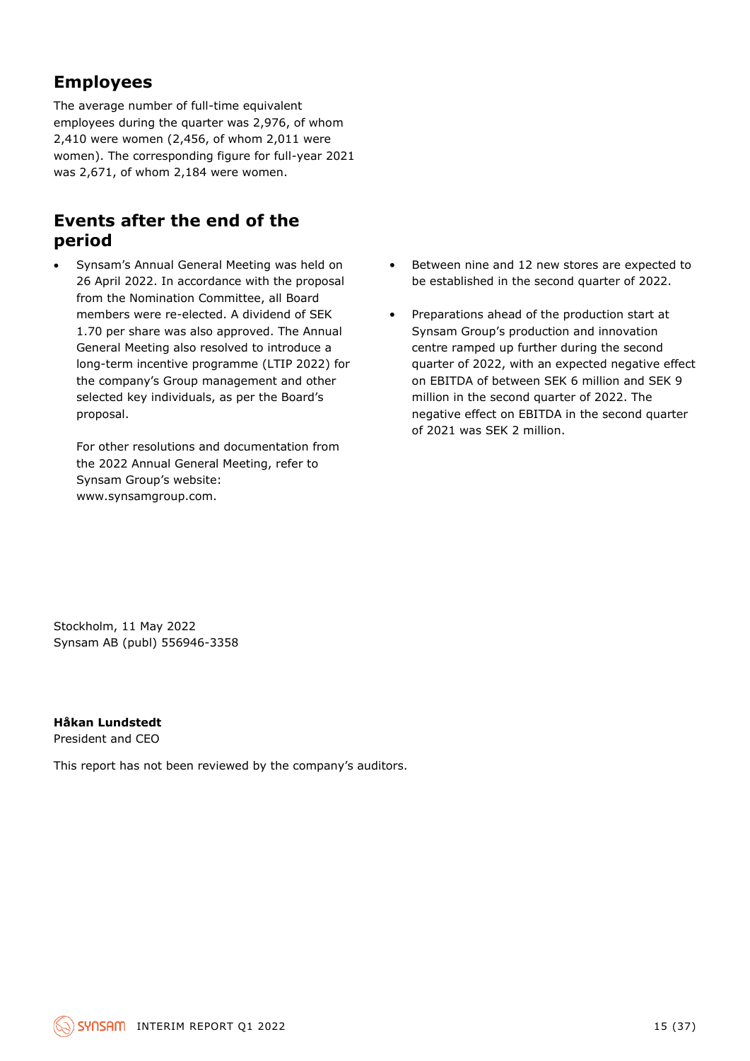## Employees

The average number of full-time equivalent employees during the quarter was 2,976, of whom 2,410 were women (2,456, of whom 2,011 were women). The corresponding figure for full-year 2021 was 2,671, of whom 2,184 were women.

## Events after the end of the period

- Synsam's Annual General Meeting was held on 26 April 2022. In accordance with the proposal from the Nomination Committee, all Board members were re-elected. A dividend of SEK 1.70 per share was also approved. The Annual General Meeting also resolved to introduce a long-term incentive programme (LTIP 2022) for the company's Group management and other selected key individuals, as per the Board's proposal.

  For other resolutions and documentation from the 2022 Annual General Meeting, refer to Synsam Group's website: www.synsamgroup.com.

- Between nine and 12 new stores are expected to be established in the second quarter of 2022.

- Preparations ahead of the production start at Synsam Group's production and innovation centre ramped up further during the second quarter of 2022, with an expected negative effect on EBITDA of between SEK 6 million and SEK 9 million in the second quarter of 2022. The negative effect on EBITDA in the second quarter of 2021 was SEK 2 million.

Stockholm, 11 May 2022
Synsam AB (publ) 556946-3358

**Håkan Lundstedt**
President and CEO

This report has not been reviewed by the company's auditors.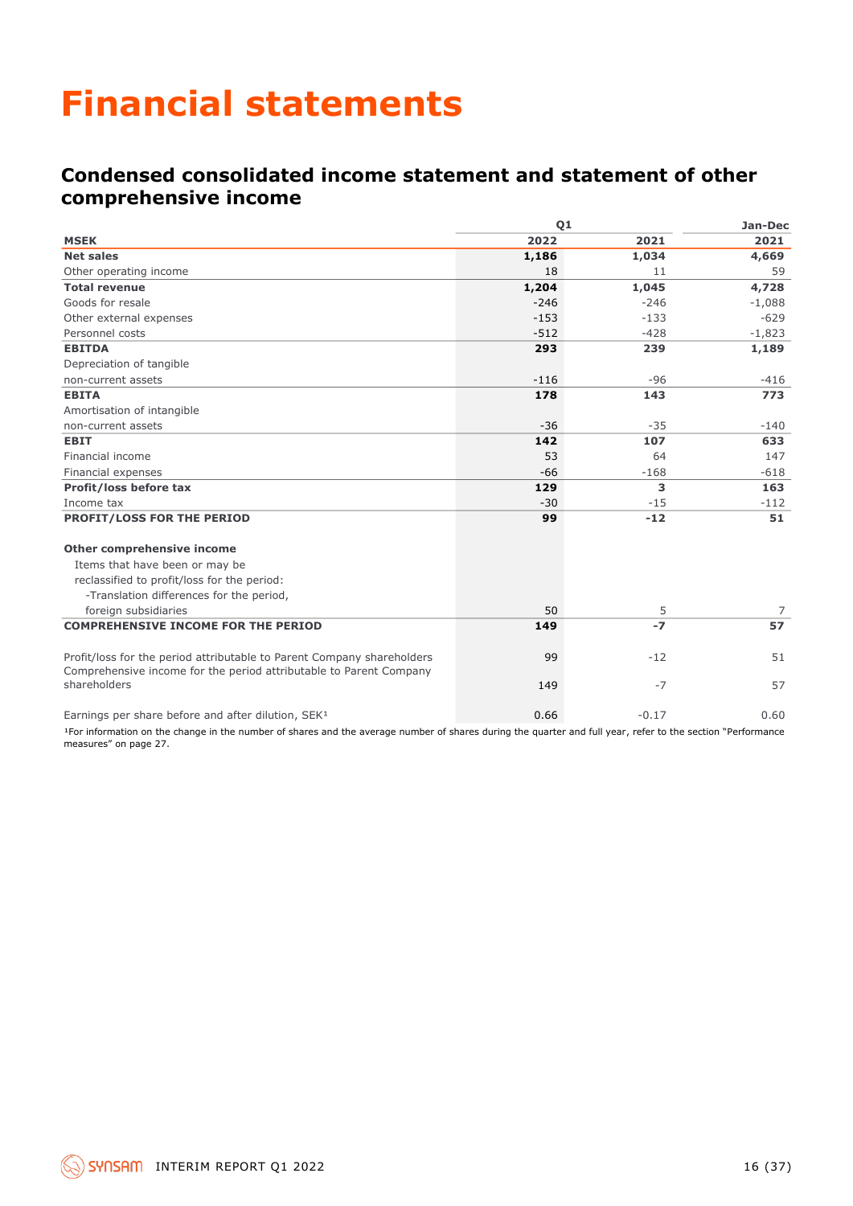# Financial statements

## Condensed consolidated income statement and statement of other comprehensive income

| | Q1 | | Jan-Dec |
|---|---|---|---|
| **MSEK** | **2022** | **2021** | **2021** |
| **Net sales** | **1,186** | **1,034** | **4,669** |
| Other operating income | 18 | 11 | 59 |
| **Total revenue** | **1,204** | **1,045** | **4,728** |
| Goods for resale | -246 | -246 | -1,088 |
| Other external expenses | -153 | -133 | -629 |
| Personnel costs | -512 | -428 | -1,823 |
| **EBITDA** | **293** | **239** | **1,189** |
| Depreciation of tangible non-current assets | -116 | -96 | -416 |
| **EBITA** | **178** | **143** | **773** |
| Amortisation of intangible non-current assets | -36 | -35 | -140 |
| **EBIT** | **142** | **107** | **633** |
| Financial income | 53 | 64 | 147 |
| Financial expenses | -66 | -168 | -618 |
| **Profit/loss before tax** | **129** | **3** | **163** |
| Income tax | -30 | -15 | -112 |
| **PROFIT/LOSS FOR THE PERIOD** | **99** | **-12** | **51** |
| | | | |
| **Other comprehensive income** | | | |
| Items that have been or may be reclassified to profit/loss for the period: | | | |
| -Translation differences for the period, foreign subsidiaries | 50 | 5 | 7 |
| **COMPREHENSIVE INCOME FOR THE PERIOD** | **149** | **-7** | **57** |
| | | | |
| Profit/loss for the period attributable to Parent Company shareholders | 99 | -12 | 51 |
| Comprehensive income for the period attributable to Parent Company shareholders | 149 | -7 | 57 |
| | | | |
| Earnings per share before and after dilution, SEK[1] | 0.66 | -0.17 | 0.60 |

[1]For information on the change in the number of shares and the average number of shares during the quarter and full year, refer to the section "Performance measures" on page 27.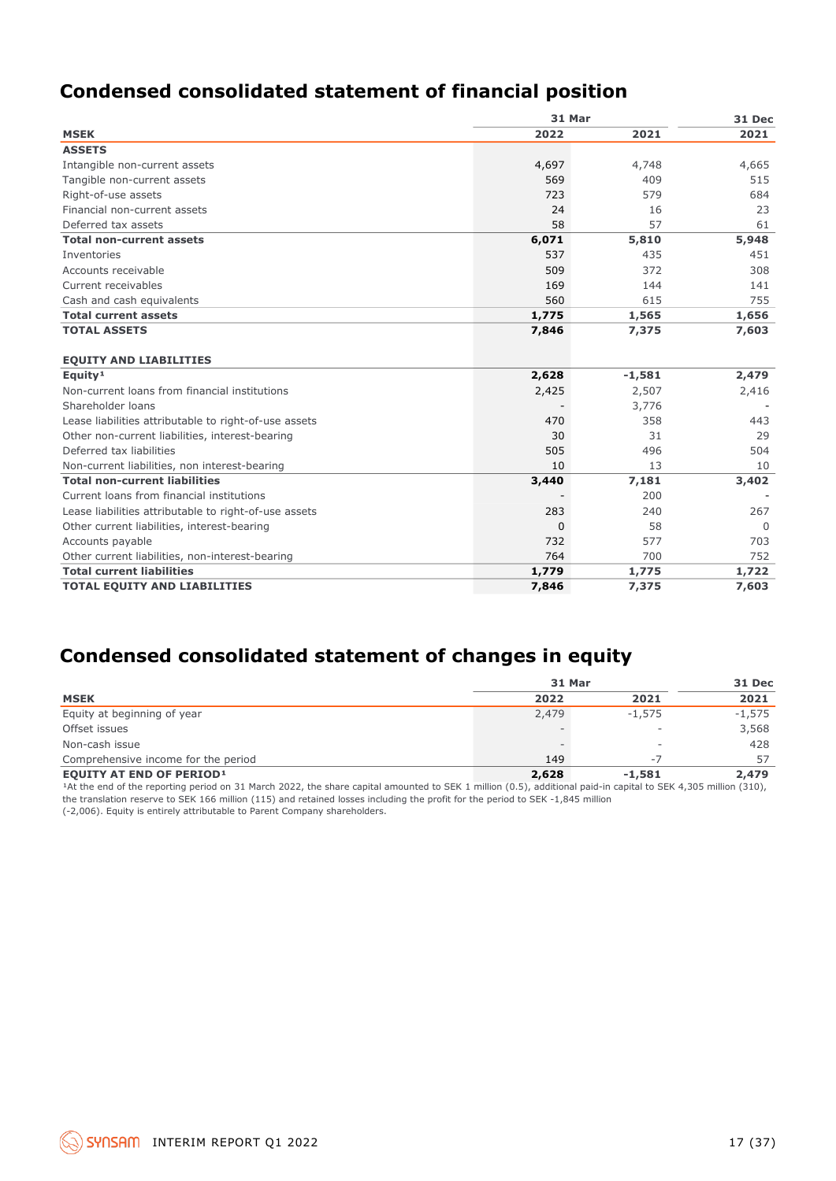## Condensed consolidated statement of financial position

| MSEK | 31 Mar 2022 | 31 Mar 2021 | 31 Dec 2021 |
|---|---|---|---|
| **ASSETS** | | | |
| Intangible non-current assets | 4,697 | 4,748 | 4,665 |
| Tangible non-current assets | 569 | 409 | 515 |
| Right-of-use assets | 723 | 579 | 684 |
| Financial non-current assets | 24 | 16 | 23 |
| Deferred tax assets | 58 | 57 | 61 |
| **Total non-current assets** | **6,071** | **5,810** | **5,948** |
| Inventories | 537 | 435 | 451 |
| Accounts receivable | 509 | 372 | 308 |
| Current receivables | 169 | 144 | 141 |
| Cash and cash equivalents | 560 | 615 | 755 |
| **Total current assets** | **1,775** | **1,565** | **1,656** |
| **TOTAL ASSETS** | **7,846** | **7,375** | **7,603** |
| | | | |
| **EQUITY AND LIABILITIES** | | | |
| **Equity**[1] | **2,628** | **-1,581** | **2,479** |
| Non-current loans from financial institutions | 2,425 | 2,507 | 2,416 |
| Shareholder loans | - | 3,776 | - |
| Lease liabilities attributable to right-of-use assets | 470 | 358 | 443 |
| Other non-current liabilities, interest-bearing | 30 | 31 | 29 |
| Deferred tax liabilities | 505 | 496 | 504 |
| Non-current liabilities, non interest-bearing | 10 | 13 | 10 |
| **Total non-current liabilities** | **3,440** | **7,181** | **3,402** |
| Current loans from financial institutions | - | 200 | - |
| Lease liabilities attributable to right-of-use assets | 283 | 240 | 267 |
| Other current liabilities, interest-bearing | 0 | 58 | 0 |
| Accounts payable | 732 | 577 | 703 |
| Other current liabilities, non-interest-bearing | 764 | 700 | 752 |
| **Total current liabilities** | **1,779** | **1,775** | **1,722** |
| **TOTAL EQUITY AND LIABILITIES** | **7,846** | **7,375** | **7,603** |

## Condensed consolidated statement of changes in equity

| MSEK | 31 Mar 2022 | 31 Mar 2021 | 31 Dec 2021 |
|---|---|---|---|
| Equity at beginning of year | 2,479 | -1,575 | -1,575 |
| Offset issues | - | - | 3,568 |
| Non-cash issue | - | - | 428 |
| Comprehensive income for the period | 149 | -7 | 57 |
| **EQUITY AT END OF PERIOD**[1] | **2,628** | **-1,581** | **2,479** |

[1]At the end of the reporting period on 31 March 2022, the share capital amounted to SEK 1 million (0.5), additional paid-in capital to SEK 4,305 million (310), the translation reserve to SEK 166 million (115) and retained losses including the profit for the period to SEK -1,845 million (-2,006). Equity is entirely attributable to Parent Company shareholders.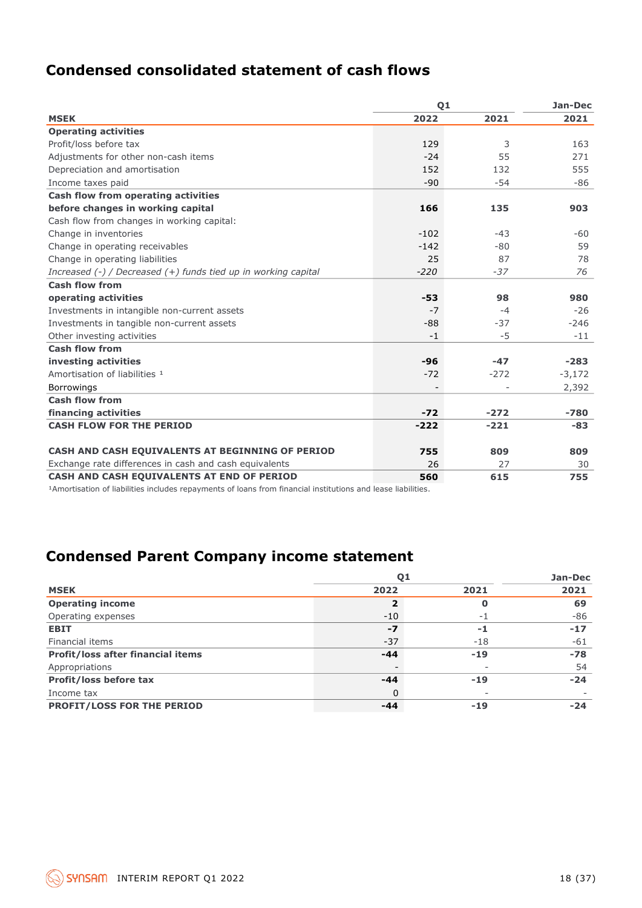## Condensed consolidated statement of cash flows

| MSEK | Q1 2022 | Q1 2021 | Jan-Dec 2021 |
|---|---|---|---|
| **Operating activities** | | | |
| Profit/loss before tax | 129 | 3 | 163 |
| Adjustments for other non-cash items | -24 | 55 | 271 |
| Depreciation and amortisation | 152 | 132 | 555 |
| Income taxes paid | -90 | -54 | -86 |
| **Cash flow from operating activities before changes in working capital** | **166** | **135** | **903** |
| Cash flow from changes in working capital: | | | |
| Change in inventories | -102 | -43 | -60 |
| Change in operating receivables | -142 | -80 | 59 |
| Change in operating liabilities | 25 | 87 | 78 |
| *Increased (-) / Decreased (+) funds tied up in working capital* | *-220* | *-37* | *76* |
| **Cash flow from operating activities** | **-53** | **98** | **980** |
| Investments in intangible non-current assets | -7 | -4 | -26 |
| Investments in tangible non-current assets | -88 | -37 | -246 |
| Other investing activities | -1 | -5 | -11 |
| **Cash flow from investing activities** | **-96** | **-47** | **-283** |
| Amortisation of liabilities [1] | -72 | -272 | -3,172 |
| Borrowings | - | - | 2,392 |
| **Cash flow from financing activities** | **-72** | **-272** | **-780** |
| **CASH FLOW FOR THE PERIOD** | **-222** | **-221** | **-83** |
| | | | |
| **CASH AND CASH EQUIVALENTS AT BEGINNING OF PERIOD** | **755** | **809** | **809** |
| Exchange rate differences in cash and cash equivalents | 26 | 27 | 30 |
| **CASH AND CASH EQUIVALENTS AT END OF PERIOD** | **560** | **615** | **755** |

[1]Amortisation of liabilities includes repayments of loans from financial institutions and lease liabilities.

## Condensed Parent Company income statement

| MSEK | Q1 2022 | Q1 2021 | Jan-Dec 2021 |
|---|---|---|---|
| **Operating income** | **2** | **0** | **69** |
| Operating expenses | -10 | -1 | -86 |
| **EBIT** | **-7** | **-1** | **-17** |
| Financial items | -37 | -18 | -61 |
| **Profit/loss after financial items** | **-44** | **-19** | **-78** |
| Appropriations | - | - | 54 |
| **Profit/loss before tax** | **-44** | **-19** | **-24** |
| Income tax | 0 | - | - |
| **PROFIT/LOSS FOR THE PERIOD** | **-44** | **-19** | **-24** |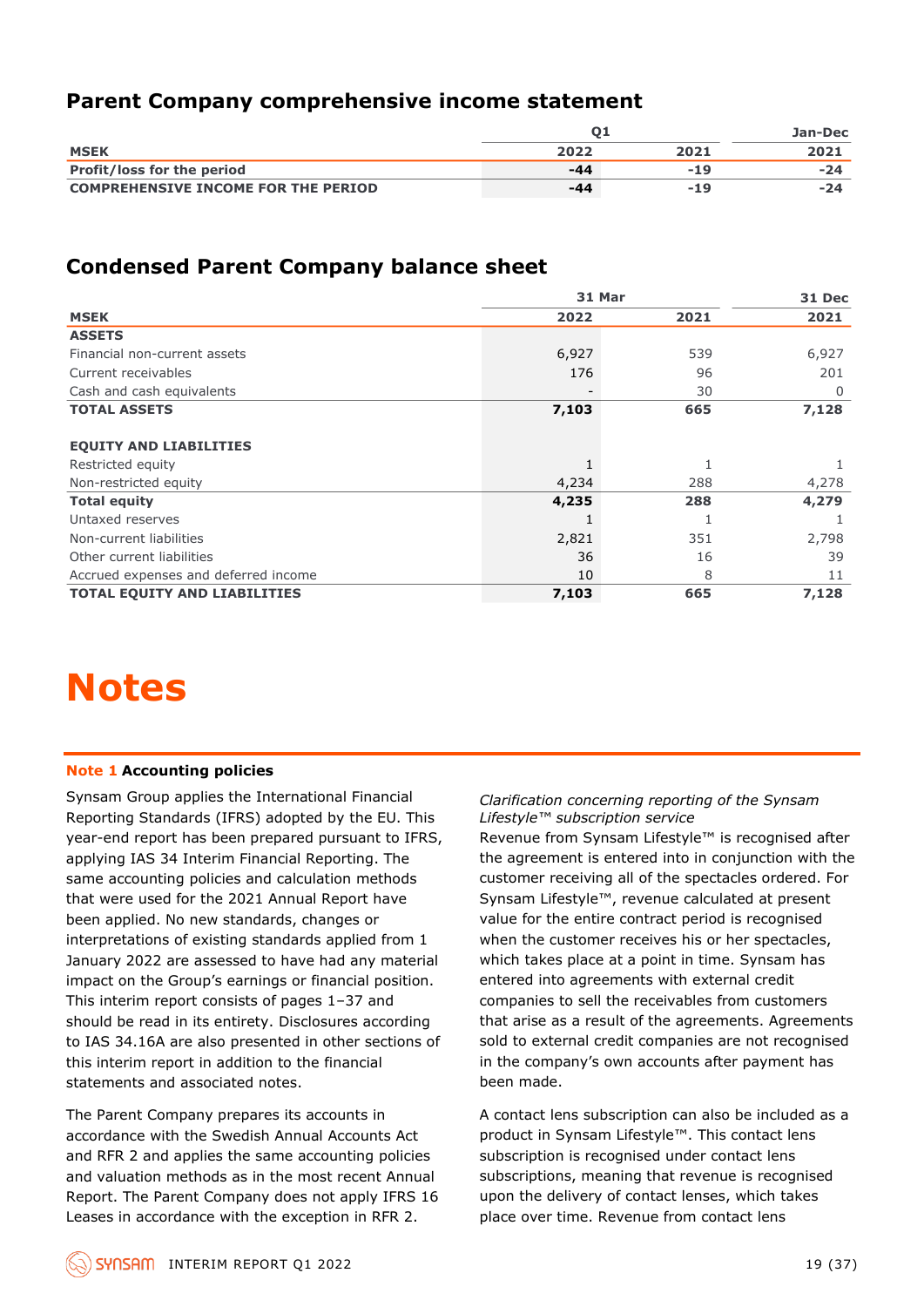## Parent Company comprehensive income statement

| MSEK | Q1 2022 | Q1 2021 | Jan-Dec 2021 |
|---|---|---|---|
| **Profit/loss for the period** | **-44** | **-19** | **-24** |
| **COMPREHENSIVE INCOME FOR THE PERIOD** | **-44** | **-19** | **-24** |

## Condensed Parent Company balance sheet

| MSEK | 31 Mar 2022 | 31 Mar 2021 | 31 Dec 2021 |
|---|---|---|---|
| **ASSETS** | | | |
| Financial non-current assets | 6,927 | 539 | 6,927 |
| Current receivables | 176 | 96 | 201 |
| Cash and cash equivalents | - | 30 | 0 |
| **TOTAL ASSETS** | **7,103** | **665** | **7,128** |
| | | | |
| **EQUITY AND LIABILITIES** | | | |
| Restricted equity | 1 | 1 | 1 |
| Non-restricted equity | 4,234 | 288 | 4,278 |
| **Total equity** | **4,235** | **288** | **4,279** |
| Untaxed reserves | 1 | 1 | 1 |
| Non-current liabilities | 2,821 | 351 | 2,798 |
| Other current liabilities | 36 | 16 | 39 |
| Accrued expenses and deferred income | 10 | 8 | 11 |
| **TOTAL EQUITY AND LIABILITIES** | **7,103** | **665** | **7,128** |

# Notes

### Note 1 Accounting policies

Synsam Group applies the International Financial Reporting Standards (IFRS) adopted by the EU. This year-end report has been prepared pursuant to IFRS, applying IAS 34 Interim Financial Reporting. The same accounting policies and calculation methods that were used for the 2021 Annual Report have been applied. No new standards, changes or interpretations of existing standards applied from 1 January 2022 are assessed to have had any material impact on the Group's earnings or financial position. This interim report consists of pages 1–37 and should be read in its entirety. Disclosures according to IAS 34.16A are also presented in other sections of this interim report in addition to the financial statements and associated notes.

The Parent Company prepares its accounts in accordance with the Swedish Annual Accounts Act and RFR 2 and applies the same accounting policies and valuation methods as in the most recent Annual Report. The Parent Company does not apply IFRS 16 Leases in accordance with the exception in RFR 2.

*Clarification concerning reporting of the Synsam Lifestyle™ subscription service*

Revenue from Synsam Lifestyle™ is recognised after the agreement is entered into in conjunction with the customer receiving all of the spectacles ordered. For Synsam Lifestyle™, revenue calculated at present value for the entire contract period is recognised when the customer receives his or her spectacles, which takes place at a point in time. Synsam has entered into agreements with external credit companies to sell the receivables from customers that arise as a result of the agreements. Agreements sold to external credit companies are not recognised in the company's own accounts after payment has been made.

A contact lens subscription can also be included as a product in Synsam Lifestyle™. This contact lens subscription is recognised under contact lens subscriptions, meaning that revenue is recognised upon the delivery of contact lenses, which takes place over time. Revenue from contact lens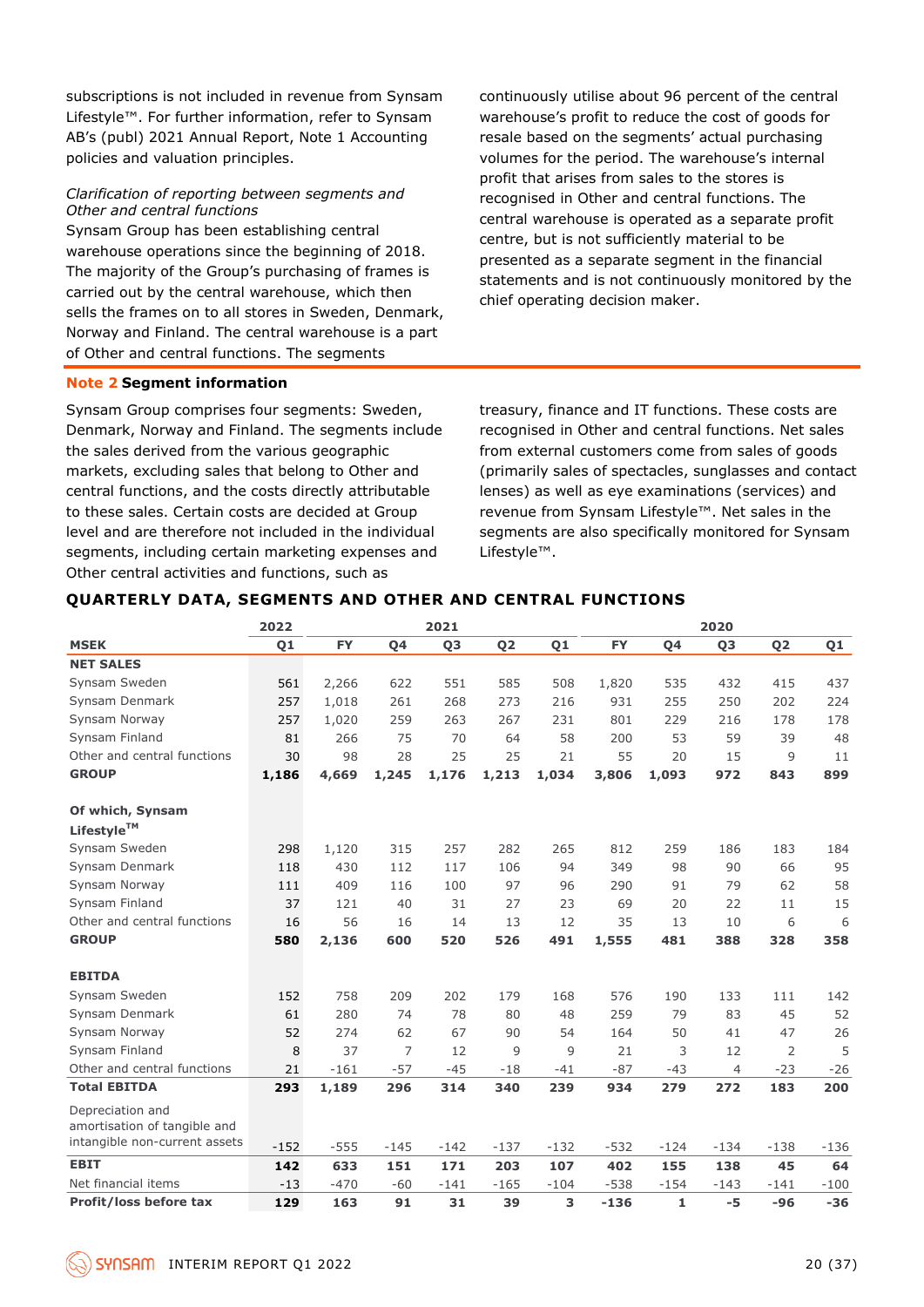subscriptions is not included in revenue from Synsam Lifestyle™. For further information, refer to Synsam AB's (publ) 2021 Annual Report, Note 1 Accounting policies and valuation principles.

*Clarification of reporting between segments and Other and central functions*

Synsam Group has been establishing central warehouse operations since the beginning of 2018. The majority of the Group's purchasing of frames is carried out by the central warehouse, which then sells the frames on to all stores in Sweden, Denmark, Norway and Finland. The central warehouse is a part of Other and central functions. The segments continuously utilise about 96 percent of the central warehouse's profit to reduce the cost of goods for resale based on the segments' actual purchasing volumes for the period. The warehouse's internal profit that arises from sales to the stores is recognised in Other and central functions. The central warehouse is operated as a separate profit centre, but is not sufficiently material to be presented as a separate segment in the financial statements and is not continuously monitored by the chief operating decision maker.

## Note 2 Segment information

Synsam Group comprises four segments: Sweden, Denmark, Norway and Finland. The segments include the sales derived from the various geographic markets, excluding sales that belong to Other and central functions, and the costs directly attributable to these sales. Certain costs are decided at Group level and are therefore not included in the individual segments, including certain marketing expenses and Other central activities and functions, such as treasury, finance and IT functions. These costs are recognised in Other and central functions. Net sales from external customers come from sales of goods (primarily sales of spectacles, sunglasses and contact lenses) as well as eye examinations (services) and revenue from Synsam Lifestyle™. Net sales in the segments are also specifically monitored for Synsam Lifestyle™.

### QUARTERLY DATA, SEGMENTS AND OTHER AND CENTRAL FUNCTIONS

| | 2022 | 2021 | | | | | 2020 | | | | |
|---|---|---|---|---|---|---|---|---|---|---|---|
| **MSEK** | **Q1** | **FY** | **Q4** | **Q3** | **Q2** | **Q1** | **FY** | **Q4** | **Q3** | **Q2** | **Q1** |
| **NET SALES** | | | | | | | | | | | |
| Synsam Sweden | 561 | 2,266 | 622 | 551 | 585 | 508 | 1,820 | 535 | 432 | 415 | 437 |
| Synsam Denmark | 257 | 1,018 | 261 | 268 | 273 | 216 | 931 | 255 | 250 | 202 | 224 |
| Synsam Norway | 257 | 1,020 | 259 | 263 | 267 | 231 | 801 | 229 | 216 | 178 | 178 |
| Synsam Finland | 81 | 266 | 75 | 70 | 64 | 58 | 200 | 53 | 59 | 39 | 48 |
| Other and central functions | 30 | 98 | 28 | 25 | 25 | 21 | 55 | 20 | 15 | 9 | 11 |
| **GROUP** | **1,186** | **4,669** | **1,245** | **1,176** | **1,213** | **1,034** | **3,806** | **1,093** | **972** | **843** | **899** |
| | | | | | | | | | | | |
| **Of which, Synsam Lifestyle™** | | | | | | | | | | | |
| Synsam Sweden | 298 | 1,120 | 315 | 257 | 282 | 265 | 812 | 259 | 186 | 183 | 184 |
| Synsam Denmark | 118 | 430 | 112 | 117 | 106 | 94 | 349 | 98 | 90 | 66 | 95 |
| Synsam Norway | 111 | 409 | 116 | 100 | 97 | 96 | 290 | 91 | 79 | 62 | 58 |
| Synsam Finland | 37 | 121 | 40 | 31 | 27 | 23 | 69 | 20 | 22 | 11 | 15 |
| Other and central functions | 16 | 56 | 16 | 14 | 13 | 12 | 35 | 13 | 10 | 6 | 6 |
| **GROUP** | **580** | **2,136** | **600** | **520** | **526** | **491** | **1,555** | **481** | **388** | **328** | **358** |
| | | | | | | | | | | | |
| **EBITDA** | | | | | | | | | | | |
| Synsam Sweden | 152 | 758 | 209 | 202 | 179 | 168 | 576 | 190 | 133 | 111 | 142 |
| Synsam Denmark | 61 | 280 | 74 | 78 | 80 | 48 | 259 | 79 | 83 | 45 | 52 |
| Synsam Norway | 52 | 274 | 62 | 67 | 90 | 54 | 164 | 50 | 41 | 47 | 26 |
| Synsam Finland | 8 | 37 | 7 | 12 | 9 | 9 | 21 | 3 | 12 | 2 | 5 |
| Other and central functions | 21 | -161 | -57 | -45 | -18 | -41 | -87 | -43 | 4 | -23 | -26 |
| **Total EBITDA** | **293** | **1,189** | **296** | **314** | **340** | **239** | **934** | **279** | **272** | **183** | **200** |
| Depreciation and amortisation of tangible and intangible non-current assets | -152 | -555 | -145 | -142 | -137 | -132 | -532 | -124 | -134 | -138 | -136 |
| **EBIT** | **142** | **633** | **151** | **171** | **203** | **107** | **402** | **155** | **138** | **45** | **64** |
| Net financial items | -13 | -470 | -60 | -141 | -165 | -104 | -538 | -154 | -143 | -141 | -100 |
| **Profit/loss before tax** | **129** | **163** | **91** | **31** | **39** | **3** | **-136** | **1** | **-5** | **-96** | **-36** |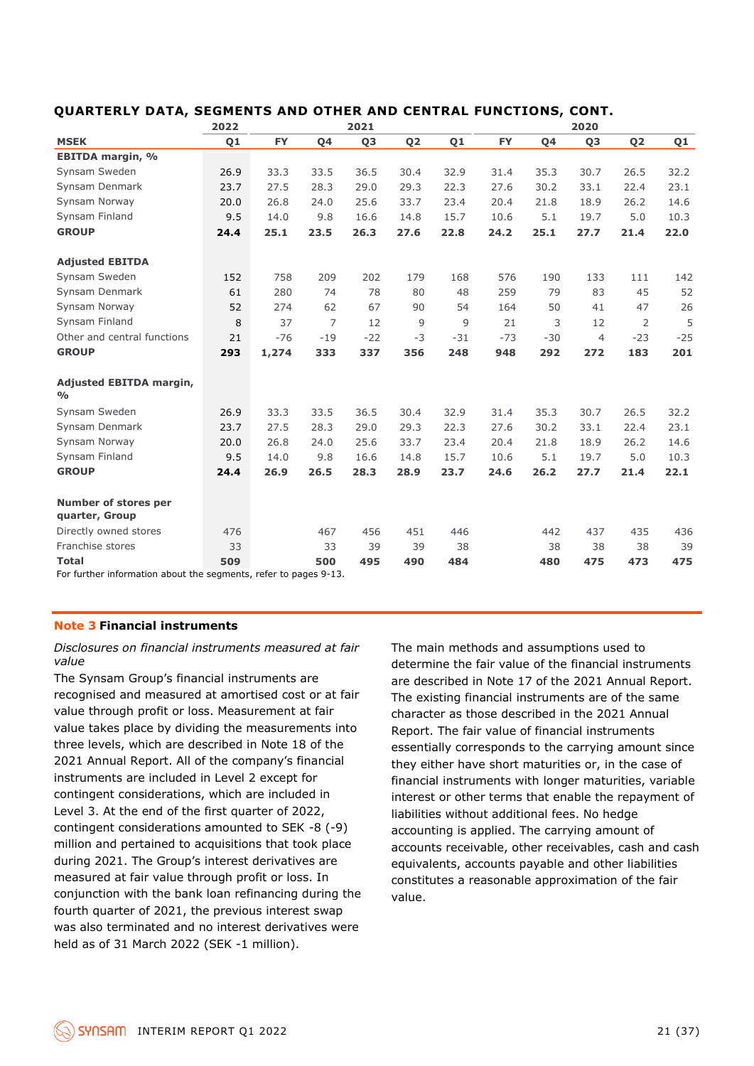## QUARTERLY DATA, SEGMENTS AND OTHER AND CENTRAL FUNCTIONS, CONT.

| | 2022 | 2021 | | | | | 2020 | | | | |
|---|---|---|---|---|---|---|---|---|---|---|---|
| **MSEK** | **Q1** | **FY** | **Q4** | **Q3** | **Q2** | **Q1** | **FY** | **Q4** | **Q3** | **Q2** | **Q1** |
| **EBITDA margin, %** | | | | | | | | | | | |
| Synsam Sweden | 26.9 | 33.3 | 33.5 | 36.5 | 30.4 | 32.9 | 31.4 | 35.3 | 30.7 | 26.5 | 32.2 |
| Synsam Denmark | 23.7 | 27.5 | 28.3 | 29.0 | 29.3 | 22.3 | 27.6 | 30.2 | 33.1 | 22.4 | 23.1 |
| Synsam Norway | 20.0 | 26.8 | 24.0 | 25.6 | 33.7 | 23.4 | 20.4 | 21.8 | 18.9 | 26.2 | 14.6 |
| Synsam Finland | 9.5 | 14.0 | 9.8 | 16.6 | 14.8 | 15.7 | 10.6 | 5.1 | 19.7 | 5.0 | 10.3 |
| **GROUP** | **24.4** | **25.1** | **23.5** | **26.3** | **27.6** | **22.8** | **24.2** | **25.1** | **27.7** | **21.4** | **22.0** |
| | | | | | | | | | | | |
| **Adjusted EBITDA** | | | | | | | | | | | |
| Synsam Sweden | 152 | 758 | 209 | 202 | 179 | 168 | 576 | 190 | 133 | 111 | 142 |
| Synsam Denmark | 61 | 280 | 74 | 78 | 80 | 48 | 259 | 79 | 83 | 45 | 52 |
| Synsam Norway | 52 | 274 | 62 | 67 | 90 | 54 | 164 | 50 | 41 | 47 | 26 |
| Synsam Finland | 8 | 37 | 7 | 12 | 9 | 9 | 21 | 3 | 12 | 2 | 5 |
| Other and central functions | 21 | -76 | -19 | -22 | -3 | -31 | -73 | -30 | 4 | -23 | -25 |
| **GROUP** | **293** | **1,274** | **333** | **337** | **356** | **248** | **948** | **292** | **272** | **183** | **201** |
| | | | | | | | | | | | |
| **Adjusted EBITDA margin, %** | | | | | | | | | | | |
| Synsam Sweden | 26.9 | 33.3 | 33.5 | 36.5 | 30.4 | 32.9 | 31.4 | 35.3 | 30.7 | 26.5 | 32.2 |
| Synsam Denmark | 23.7 | 27.5 | 28.3 | 29.0 | 29.3 | 22.3 | 27.6 | 30.2 | 33.1 | 22.4 | 23.1 |
| Synsam Norway | 20.0 | 26.8 | 24.0 | 25.6 | 33.7 | 23.4 | 20.4 | 21.8 | 18.9 | 26.2 | 14.6 |
| Synsam Finland | 9.5 | 14.0 | 9.8 | 16.6 | 14.8 | 15.7 | 10.6 | 5.1 | 19.7 | 5.0 | 10.3 |
| **GROUP** | **24.4** | **26.9** | **26.5** | **28.3** | **28.9** | **23.7** | **24.6** | **26.2** | **27.7** | **21.4** | **22.1** |
| | | | | | | | | | | | |
| **Number of stores per quarter, Group** | | | | | | | | | | | |
| Directly owned stores | 476 | | 467 | 456 | 451 | 446 | | 442 | 437 | 435 | 436 |
| Franchise stores | 33 | | 33 | 39 | 39 | 38 | | 38 | 38 | 38 | 39 |
| **Total** | **509** | | **500** | **495** | **490** | **484** | | **480** | **475** | **473** | **475** |

For further information about the segments, refer to pages 9-13.

## Note 3 Financial instruments

*Disclosures on financial instruments measured at fair value*

The Synsam Group's financial instruments are recognised and measured at amortised cost or at fair value through profit or loss. Measurement at fair value takes place by dividing the measurements into three levels, which are described in Note 18 of the 2021 Annual Report. All of the company's financial instruments are included in Level 2 except for contingent considerations, which are included in Level 3. At the end of the first quarter of 2022, contingent considerations amounted to SEK -8 (-9) million and pertained to acquisitions that took place during 2021. The Group's interest derivatives are measured at fair value through profit or loss. In conjunction with the bank loan refinancing during the fourth quarter of 2021, the previous interest swap was also terminated and no interest derivatives were held as of 31 March 2022 (SEK -1 million).

The main methods and assumptions used to determine the fair value of the financial instruments are described in Note 17 of the 2021 Annual Report. The existing financial instruments are of the same character as those described in the 2021 Annual Report. The fair value of financial instruments essentially corresponds to the carrying amount since they either have short maturities or, in the case of financial instruments with longer maturities, variable interest or other terms that enable the repayment of liabilities without additional fees. No hedge accounting is applied. The carrying amount of accounts receivable, other receivables, cash and cash equivalents, accounts payable and other liabilities constitutes a reasonable approximation of the fair value.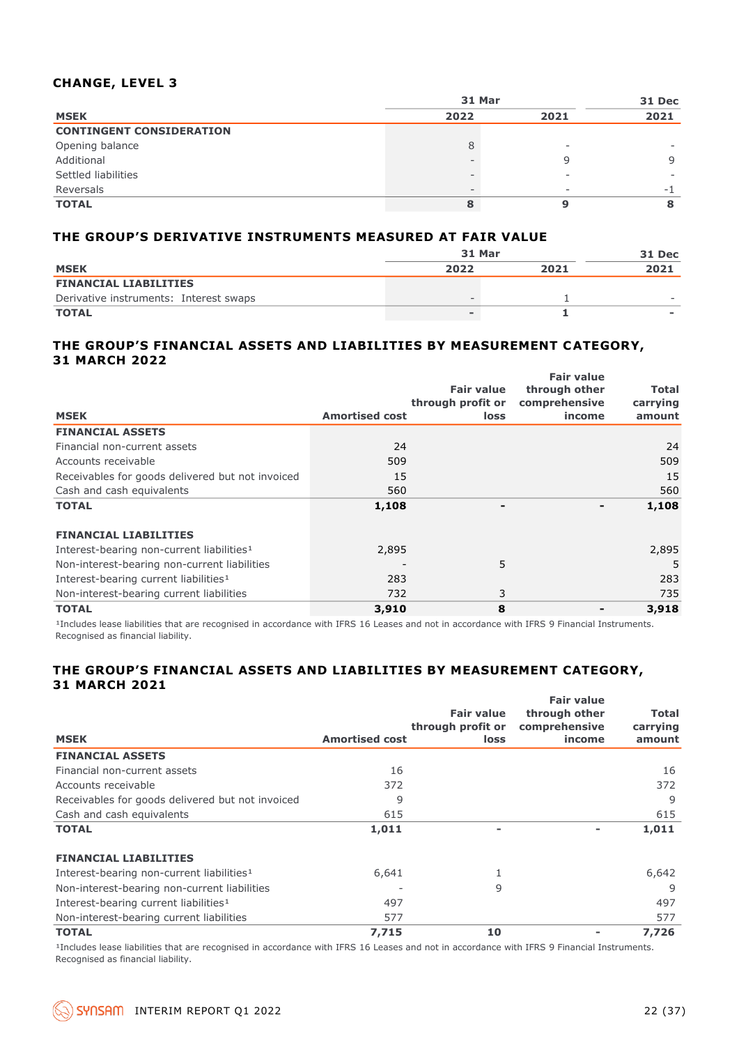### CHANGE, LEVEL 3

| MSEK | 31 Mar 2022 | 31 Mar 2021 | 31 Dec 2021 |
|---|---|---|---|
| **CONTINGENT CONSIDERATION** | | | |
| Opening balance | 8 | - | - |
| Additional | - | 9 | 9 |
| Settled liabilities | - | - | - |
| Reversals | - | - | -1 |
| **TOTAL** | **8** | **9** | **8** |

### THE GROUP'S DERIVATIVE INSTRUMENTS MEASURED AT FAIR VALUE

| MSEK | 31 Mar 2022 | 31 Mar 2021 | 31 Dec 2021 |
|---|---|---|---|
| **FINANCIAL LIABILITIES** | | | |
| Derivative instruments: Interest swaps | - | 1 | - |
| **TOTAL** | **-** | **1** | **-** |

### THE GROUP'S FINANCIAL ASSETS AND LIABILITIES BY MEASUREMENT CATEGORY, 31 MARCH 2022

| MSEK | Amortised cost | Fair value through profit or loss | Fair value through other comprehensive income | Total carrying amount |
|---|---|---|---|---|
| **FINANCIAL ASSETS** | | | | |
| Financial non-current assets | 24 | | | 24 |
| Accounts receivable | 509 | | | 509 |
| Receivables for goods delivered but not invoiced | 15 | | | 15 |
| Cash and cash equivalents | 560 | | | 560 |
| **TOTAL** | **1,108** | **-** | **-** | **1,108** |
| | | | | |
| **FINANCIAL LIABILITIES** | | | | |
| Interest-bearing non-current liabilities[1] | 2,895 | | | 2,895 |
| Non-interest-bearing non-current liabilities | - | 5 | | 5 |
| Interest-bearing current liabilities[1] | 283 | | | 283 |
| Non-interest-bearing current liabilities | 732 | 3 | | 735 |
| **TOTAL** | **3,910** | **8** | **-** | **3,918** |

[1]Includes lease liabilities that are recognised in accordance with IFRS 16 Leases and not in accordance with IFRS 9 Financial Instruments. Recognised as financial liability.

### THE GROUP'S FINANCIAL ASSETS AND LIABILITIES BY MEASUREMENT CATEGORY, 31 MARCH 2021

| MSEK | Amortised cost | Fair value through profit or loss | Fair value through other comprehensive income | Total carrying amount |
|---|---|---|---|---|
| **FINANCIAL ASSETS** | | | | |
| Financial non-current assets | 16 | | | 16 |
| Accounts receivable | 372 | | | 372 |
| Receivables for goods delivered but not invoiced | 9 | | | 9 |
| Cash and cash equivalents | 615 | | | 615 |
| **TOTAL** | **1,011** | **-** | **-** | **1,011** |
| | | | | |
| **FINANCIAL LIABILITIES** | | | | |
| Interest-bearing non-current liabilities[1] | 6,641 | 1 | | 6,642 |
| Non-interest-bearing non-current liabilities | - | 9 | | 9 |
| Interest-bearing current liabilities[1] | 497 | | | 497 |
| Non-interest-bearing current liabilities | 577 | | | 577 |
| **TOTAL** | **7,715** | **10** | **-** | **7,726** |

[1]Includes lease liabilities that are recognised in accordance with IFRS 16 Leases and not in accordance with IFRS 9 Financial Instruments. Recognised as financial liability.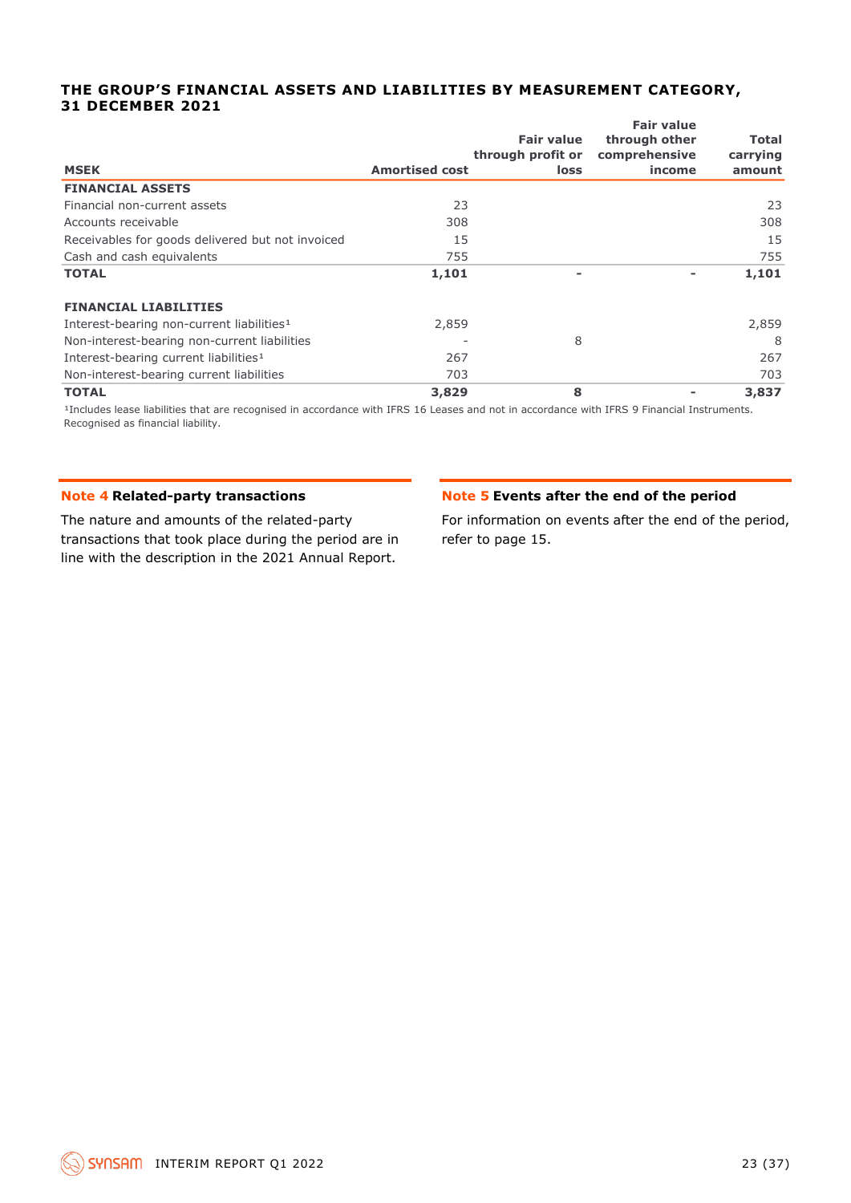## THE GROUP'S FINANCIAL ASSETS AND LIABILITIES BY MEASUREMENT CATEGORY, 31 DECEMBER 2021

| MSEK | Amortised cost | Fair value through profit or loss | Fair value through other comprehensive income | Total carrying amount |
|---|---|---|---|---|
| **FINANCIAL ASSETS** | | | | |
| Financial non-current assets | 23 | | | 23 |
| Accounts receivable | 308 | | | 308 |
| Receivables for goods delivered but not invoiced | 15 | | | 15 |
| Cash and cash equivalents | 755 | | | 755 |
| **TOTAL** | **1,101** | **-** | **-** | **1,101** |
| | | | | |
| **FINANCIAL LIABILITIES** | | | | |
| Interest-bearing non-current liabilities[1] | 2,859 | | | 2,859 |
| Non-interest-bearing non-current liabilities | - | 8 | | 8 |
| Interest-bearing current liabilities[1] | 267 | | | 267 |
| Non-interest-bearing current liabilities | 703 | | | 703 |
| **TOTAL** | **3,829** | **8** | **-** | **3,837** |

[1]Includes lease liabilities that are recognised in accordance with IFRS 16 Leases and not in accordance with IFRS 9 Financial Instruments. Recognised as financial liability.

### Note 4 Related-party transactions

The nature and amounts of the related-party transactions that took place during the period are in line with the description in the 2021 Annual Report.

### Note 5 Events after the end of the period

For information on events after the end of the period, refer to page 15.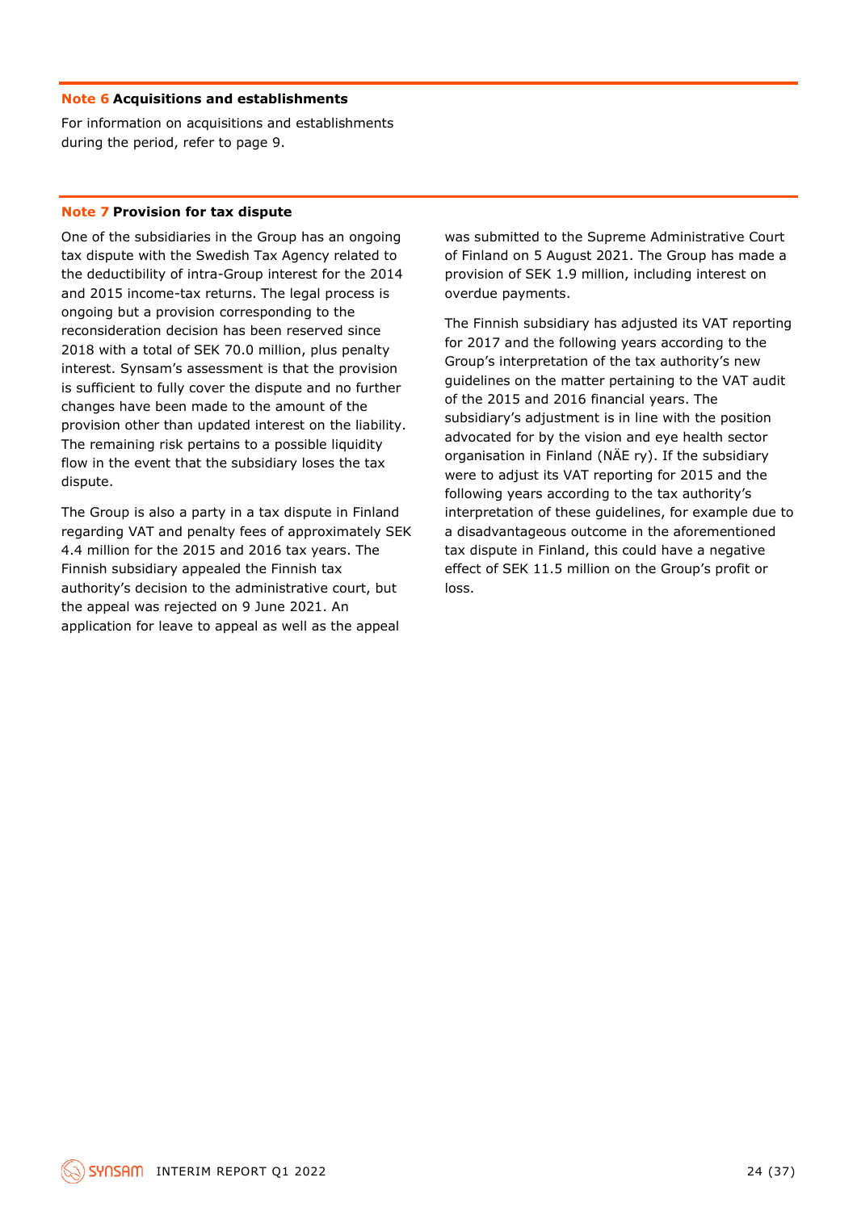## Note 6 Acquisitions and establishments

For information on acquisitions and establishments during the period, refer to page 9.

## Note 7 Provision for tax dispute

One of the subsidiaries in the Group has an ongoing tax dispute with the Swedish Tax Agency related to the deductibility of intra-Group interest for the 2014 and 2015 income-tax returns. The legal process is ongoing but a provision corresponding to the reconsideration decision has been reserved since 2018 with a total of SEK 70.0 million, plus penalty interest. Synsam's assessment is that the provision is sufficient to fully cover the dispute and no further changes have been made to the amount of the provision other than updated interest on the liability. The remaining risk pertains to a possible liquidity flow in the event that the subsidiary loses the tax dispute.

The Group is also a party in a tax dispute in Finland regarding VAT and penalty fees of approximately SEK 4.4 million for the 2015 and 2016 tax years. The Finnish subsidiary appealed the Finnish tax authority's decision to the administrative court, but the appeal was rejected on 9 June 2021. An application for leave to appeal as well as the appeal was submitted to the Supreme Administrative Court of Finland on 5 August 2021. The Group has made a provision of SEK 1.9 million, including interest on overdue payments.

The Finnish subsidiary has adjusted its VAT reporting for 2017 and the following years according to the Group's interpretation of the tax authority's new guidelines on the matter pertaining to the VAT audit of the 2015 and 2016 financial years. The subsidiary's adjustment is in line with the position advocated for by the vision and eye health sector organisation in Finland (NÄE ry). If the subsidiary were to adjust its VAT reporting for 2015 and the following years according to the tax authority's interpretation of these guidelines, for example due to a disadvantageous outcome in the aforementioned tax dispute in Finland, this could have a negative effect of SEK 11.5 million on the Group's profit or loss.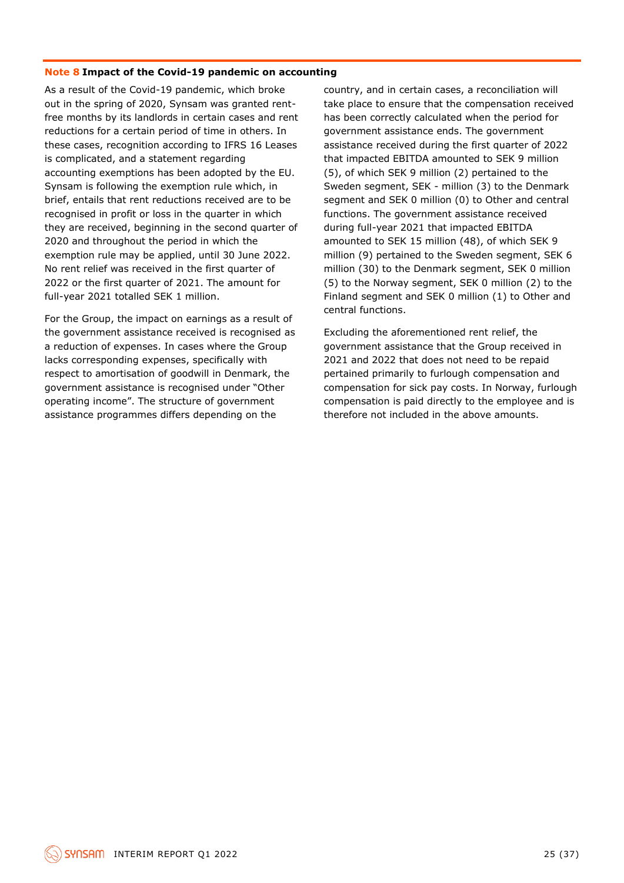## Note 8 Impact of the Covid-19 pandemic on accounting

As a result of the Covid-19 pandemic, which broke out in the spring of 2020, Synsam was granted rent-free months by its landlords in certain cases and rent reductions for a certain period of time in others. In these cases, recognition according to IFRS 16 Leases is complicated, and a statement regarding accounting exemptions has been adopted by the EU. Synsam is following the exemption rule which, in brief, entails that rent reductions received are to be recognised in profit or loss in the quarter in which they are received, beginning in the second quarter of 2020 and throughout the period in which the exemption rule may be applied, until 30 June 2022. No rent relief was received in the first quarter of 2022 or the first quarter of 2021. The amount for full-year 2021 totalled SEK 1 million.

For the Group, the impact on earnings as a result of the government assistance received is recognised as a reduction of expenses. In cases where the Group lacks corresponding expenses, specifically with respect to amortisation of goodwill in Denmark, the government assistance is recognised under "Other operating income". The structure of government assistance programmes differs depending on the country, and in certain cases, a reconciliation will take place to ensure that the compensation received has been correctly calculated when the period for government assistance ends. The government assistance received during the first quarter of 2022 that impacted EBITDA amounted to SEK 9 million (5), of which SEK 9 million (2) pertained to the Sweden segment, SEK - million (3) to the Denmark segment and SEK 0 million (0) to Other and central functions. The government assistance received during full-year 2021 that impacted EBITDA amounted to SEK 15 million (48), of which SEK 9 million (9) pertained to the Sweden segment, SEK 6 million (30) to the Denmark segment, SEK 0 million (5) to the Norway segment, SEK 0 million (2) to the Finland segment and SEK 0 million (1) to Other and central functions.

Excluding the aforementioned rent relief, the government assistance that the Group received in 2021 and 2022 that does not need to be repaid pertained primarily to furlough compensation and compensation for sick pay costs. In Norway, furlough compensation is paid directly to the employee and is therefore not included in the above amounts.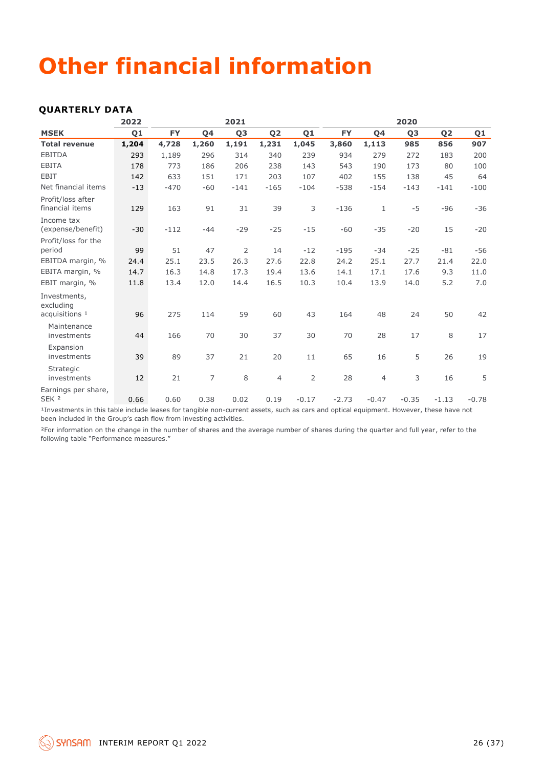# Other financial information

### QUARTERLY DATA

| | 2022 | 2021 | | | | | 2020 | | | | |
|---|---|---|---|---|---|---|---|---|---|---|---|
| **MSEK** | **Q1** | **FY** | **Q4** | **Q3** | **Q2** | **Q1** | **FY** | **Q4** | **Q3** | **Q2** | **Q1** |
| **Total revenue** | **1,204** | **4,728** | **1,260** | **1,191** | **1,231** | **1,045** | **3,860** | **1,113** | **985** | **856** | **907** |
| EBITDA | 293 | 1,189 | 296 | 314 | 340 | 239 | 934 | 279 | 272 | 183 | 200 |
| EBITA | 178 | 773 | 186 | 206 | 238 | 143 | 543 | 190 | 173 | 80 | 100 |
| EBIT | 142 | 633 | 151 | 171 | 203 | 107 | 402 | 155 | 138 | 45 | 64 |
| Net financial items | -13 | -470 | -60 | -141 | -165 | -104 | -538 | -154 | -143 | -141 | -100 |
| Profit/loss after financial items | 129 | 163 | 91 | 31 | 39 | 3 | -136 | 1 | -5 | -96 | -36 |
| Income tax (expense/benefit) | -30 | -112 | -44 | -29 | -25 | -15 | -60 | -35 | -20 | 15 | -20 |
| Profit/loss for the period | 99 | 51 | 47 | 2 | 14 | -12 | -195 | -34 | -25 | -81 | -56 |
| EBITDA margin, % | 24.4 | 25.1 | 23.5 | 26.3 | 27.6 | 22.8 | 24.2 | 25.1 | 27.7 | 21.4 | 22.0 |
| EBITA margin, % | 14.7 | 16.3 | 14.8 | 17.3 | 19.4 | 13.6 | 14.1 | 17.1 | 17.6 | 9.3 | 11.0 |
| EBIT margin, % | 11.8 | 13.4 | 12.0 | 14.4 | 16.5 | 10.3 | 10.4 | 13.9 | 14.0 | 5.2 | 7.0 |
| Investments, excluding acquisitions [1] | 96 | 275 | 114 | 59 | 60 | 43 | 164 | 48 | 24 | 50 | 42 |
| Maintenance investments | 44 | 166 | 70 | 30 | 37 | 30 | 70 | 28 | 17 | 8 | 17 |
| Expansion investments | 39 | 89 | 37 | 21 | 20 | 11 | 65 | 16 | 5 | 26 | 19 |
| Strategic investments | 12 | 21 | 7 | 8 | 4 | 2 | 28 | 4 | 3 | 16 | 5 |
| Earnings per share, SEK [2] | 0.66 | 0.60 | 0.38 | 0.02 | 0.19 | -0.17 | -2.73 | -0.47 | -0.35 | -1.13 | -0.78 |

[1]Investments in this table include leases for tangible non-current assets, such as cars and optical equipment. However, these have not been included in the Group's cash flow from investing activities.

[2]For information on the change in the number of shares and the average number of shares during the quarter and full year, refer to the following table "Performance measures."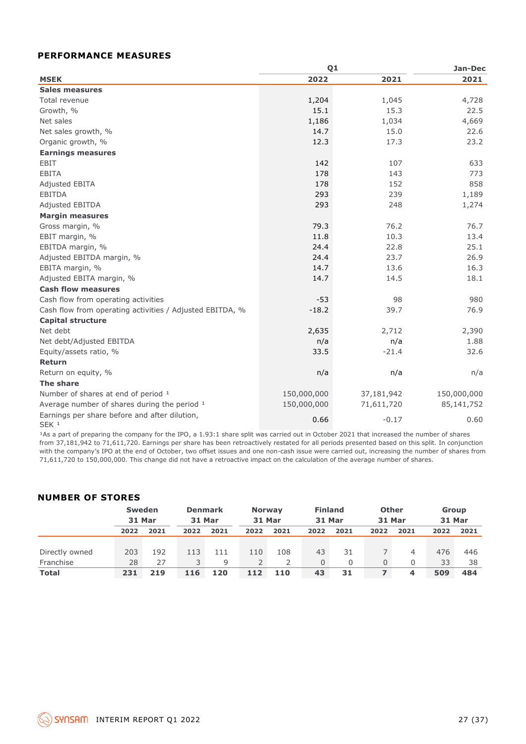## PERFORMANCE MEASURES

| MSEK | Q1 2022 | Q1 2021 | Jan-Dec 2021 |
|---|---|---|---|
| **Sales measures** | | | |
| Total revenue | 1,204 | 1,045 | 4,728 |
| Growth, % | 15.1 | 15.3 | 22.5 |
| Net sales | 1,186 | 1,034 | 4,669 |
| Net sales growth, % | 14.7 | 15.0 | 22.6 |
| Organic growth, % | 12.3 | 17.3 | 23.2 |
| **Earnings measures** | | | |
| EBIT | 142 | 107 | 633 |
| EBITA | 178 | 143 | 773 |
| Adjusted EBITA | 178 | 152 | 858 |
| EBITDA | 293 | 239 | 1,189 |
| Adjusted EBITDA | 293 | 248 | 1,274 |
| **Margin measures** | | | |
| Gross margin, % | 79.3 | 76.2 | 76.7 |
| EBIT margin, % | 11.8 | 10.3 | 13.4 |
| EBITDA margin, % | 24.4 | 22.8 | 25.1 |
| Adjusted EBITDA margin, % | 24.4 | 23.7 | 26.9 |
| EBITA margin, % | 14.7 | 13.6 | 16.3 |
| Adjusted EBITA margin, % | 14.7 | 14.5 | 18.1 |
| **Cash flow measures** | | | |
| Cash flow from operating activities | -53 | 98 | 980 |
| Cash flow from operating activities / Adjusted EBITDA, % | -18.2 | 39.7 | 76.9 |
| **Capital structure** | | | |
| Net debt | 2,635 | 2,712 | 2,390 |
| Net debt/Adjusted EBITDA | n/a | n/a | 1.88 |
| Equity/assets ratio, % | 33.5 | -21.4 | 32.6 |
| **Return** | | | |
| Return on equity, % | n/a | n/a | n/a |
| **The share** | | | |
| Number of shares at end of period [1] | 150,000,000 | 37,181,942 | 150,000,000 |
| Average number of shares during the period [1] | 150,000,000 | 71,611,720 | 85,141,752 |
| Earnings per share before and after dilution, SEK [1] | 0.66 | -0.17 | 0.60 |

[1]As a part of preparing the company for the IPO, a 1.93:1 share split was carried out in October 2021 that increased the number of shares from 37,181,942 to 71,611,720. Earnings per share has been retroactively restated for all periods presented based on this split. In conjunction with the company's IPO at the end of October, two offset issues and one non-cash issue were carried out, increasing the number of shares from 71,611,720 to 150,000,000. This change did not have a retroactive impact on the calculation of the average number of shares.

## NUMBER OF STORES

| | Sweden 31 Mar | | Denmark 31 Mar | | Norway 31 Mar | | Finland 31 Mar | | Other 31 Mar | | Group 31 Mar | |
|---|---|---|---|---|---|---|---|---|---|---|---|---|
| | 2022 | 2021 | 2022 | 2021 | 2022 | 2021 | 2022 | 2021 | 2022 | 2021 | 2022 | 2021 |
| Directly owned | 203 | 192 | 113 | 111 | 110 | 108 | 43 | 31 | 7 | 4 | 476 | 446 |
| Franchise | 28 | 27 | 3 | 9 | 2 | 2 | 0 | 0 | 0 | 0 | 33 | 38 |
| **Total** | **231** | **219** | **116** | **120** | **112** | **110** | **43** | **31** | **7** | **4** | **509** | **484** |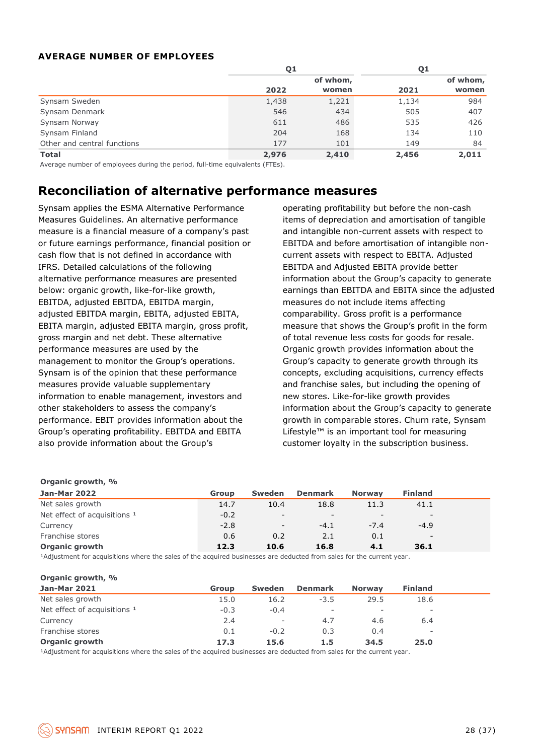### AVERAGE NUMBER OF EMPLOYEES

| | Q1 | | Q1 | |
|---|---|---|---|---|
| | 2022 | of whom, women | 2021 | of whom, women |
| Synsam Sweden | 1,438 | 1,221 | 1,134 | 984 |
| Synsam Denmark | 546 | 434 | 505 | 407 |
| Synsam Norway | 611 | 486 | 535 | 426 |
| Synsam Finland | 204 | 168 | 134 | 110 |
| Other and central functions | 177 | 101 | 149 | 84 |
| **Total** | **2,976** | **2,410** | **2,456** | **2,011** |

Average number of employees during the period, full-time equivalents (FTEs).

## Reconciliation of alternative performance measures

Synsam applies the ESMA Alternative Performance Measures Guidelines. An alternative performance measure is a financial measure of a company's past or future earnings performance, financial position or cash flow that is not defined in accordance with IFRS. Detailed calculations of the following alternative performance measures are presented below: organic growth, like-for-like growth, EBITDA, adjusted EBITDA, EBITDA margin, adjusted EBITDA margin, EBITA, adjusted EBITA, EBITA margin, adjusted EBITA margin, gross profit, gross margin and net debt. These alternative performance measures are used by the management to monitor the Group's operations. Synsam is of the opinion that these performance measures provide valuable supplementary information to enable management, investors and other stakeholders to assess the company's performance. EBIT provides information about the Group's operating profitability. EBITDA and EBITA also provide information about the Group's operating profitability but before the non-cash items of depreciation and amortisation of tangible and intangible non-current assets with respect to EBITDA and before amortisation of intangible non-current assets with respect to EBITA. Adjusted EBITDA and Adjusted EBITA provide better information about the Group's capacity to generate earnings than EBITDA and EBITA since the adjusted measures do not include items affecting comparability. Gross profit is a performance measure that shows the Group's profit in the form of total revenue less costs for goods for resale. Organic growth provides information about the Group's capacity to generate growth through its concepts, excluding acquisitions, currency effects and franchise sales, but including the opening of new stores. Like-for-like growth provides information about the Group's capacity to generate growth in comparable stores. Churn rate, Synsam Lifestyle™ is an important tool for measuring customer loyalty in the subscription business.

**Organic growth, %**

| Jan-Mar 2022 | Group | Sweden | Denmark | Norway | Finland |
|---|---|---|---|---|---|
| Net sales growth | 14.7 | 10.4 | 18.8 | 11.3 | 41.1 |
| Net effect of acquisitions [1] | -0.2 | - | - | - | - |
| Currency | -2.8 | - | -4.1 | -7.4 | -4.9 |
| Franchise stores | 0.6 | 0.2 | 2.1 | 0.1 | - |
| **Organic growth** | **12.3** | **10.6** | **16.8** | **4.1** | **36.1** |

[1]Adjustment for acquisitions where the sales of the acquired businesses are deducted from sales for the current year.

**Organic growth, %**

| Jan-Mar 2021 | Group | Sweden | Denmark | Norway | Finland |
|---|---|---|---|---|---|
| Net sales growth | 15.0 | 16.2 | -3.5 | 29.5 | 18.6 |
| Net effect of acquisitions [1] | -0.3 | -0.4 | - | - | - |
| Currency | 2.4 | - | 4.7 | 4.6 | 6.4 |
| Franchise stores | 0.1 | -0.2 | 0.3 | 0.4 | - |
| **Organic growth** | **17.3** | **15.6** | **1.5** | **34.5** | **25.0** |

[1]Adjustment for acquisitions where the sales of the acquired businesses are deducted from sales for the current year.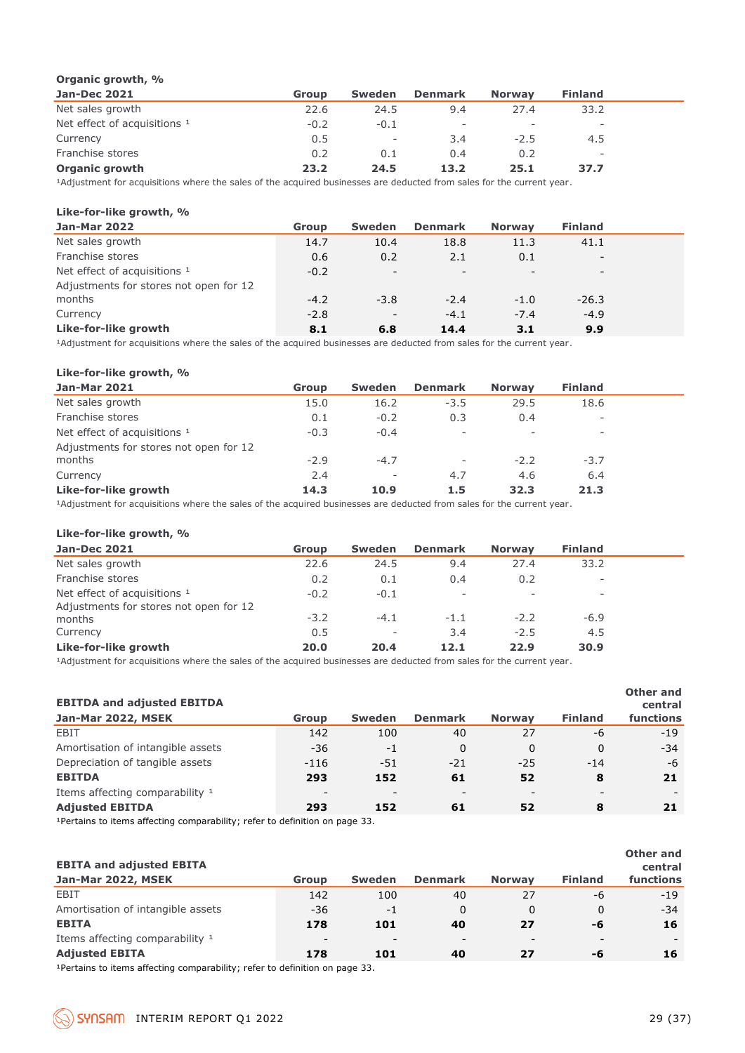**Organic growth, %**

| Jan-Dec 2021 | Group | Sweden | Denmark | Norway | Finland |
|---|---|---|---|---|---|
| Net sales growth | 22.6 | 24.5 | 9.4 | 27.4 | 33.2 |
| Net effect of acquisitions [1] | -0.2 | -0.1 | - | - | - |
| Currency | 0.5 | - | 3.4 | -2.5 | 4.5 |
| Franchise stores | 0.2 | 0.1 | 0.4 | 0.2 | - |
| **Organic growth** | **23.2** | **24.5** | **13.2** | **25.1** | **37.7** |

[1]Adjustment for acquisitions where the sales of the acquired businesses are deducted from sales for the current year.

**Like-for-like growth, %**

| Jan-Mar 2022 | Group | Sweden | Denmark | Norway | Finland |
|---|---|---|---|---|---|
| Net sales growth | 14.7 | 10.4 | 18.8 | 11.3 | 41.1 |
| Franchise stores | 0.6 | 0.2 | 2.1 | 0.1 | - |
| Net effect of acquisitions [1] | -0.2 | - | - | - | - |
| Adjustments for stores not open for 12 months | -4.2 | -3.8 | -2.4 | -1.0 | -26.3 |
| Currency | -2.8 | - | -4.1 | -7.4 | -4.9 |
| **Like-for-like growth** | **8.1** | **6.8** | **14.4** | **3.1** | **9.9** |

[1]Adjustment for acquisitions where the sales of the acquired businesses are deducted from sales for the current year.

**Like-for-like growth, %**

| Jan-Mar 2021 | Group | Sweden | Denmark | Norway | Finland |
|---|---|---|---|---|---|
| Net sales growth | 15.0 | 16.2 | -3.5 | 29.5 | 18.6 |
| Franchise stores | 0.1 | -0.2 | 0.3 | 0.4 | - |
| Net effect of acquisitions [1] | -0.3 | -0.4 | - | - | - |
| Adjustments for stores not open for 12 months | -2.9 | -4.7 | - | -2.2 | -3.7 |
| Currency | 2.4 | - | 4.7 | 4.6 | 6.4 |
| **Like-for-like growth** | **14.3** | **10.9** | **1.5** | **32.3** | **21.3** |

[1]Adjustment for acquisitions where the sales of the acquired businesses are deducted from sales for the current year.

**Like-for-like growth, %**

| Jan-Dec 2021 | Group | Sweden | Denmark | Norway | Finland |
|---|---|---|---|---|---|
| Net sales growth | 22.6 | 24.5 | 9.4 | 27.4 | 33.2 |
| Franchise stores | 0.2 | 0.1 | 0.4 | 0.2 | - |
| Net effect of acquisitions [1] | -0.2 | -0.1 | - | - | - |
| Adjustments for stores not open for 12 months | -3.2 | -4.1 | -1.1 | -2.2 | -6.9 |
| Currency | 0.5 | - | 3.4 | -2.5 | 4.5 |
| **Like-for-like growth** | **20.0** | **20.4** | **12.1** | **22.9** | **30.9** |

[1]Adjustment for acquisitions where the sales of the acquired businesses are deducted from sales for the current year.

**EBITDA and adjusted EBITDA**

| Jan-Mar 2022, MSEK | Group | Sweden | Denmark | Norway | Finland | Other and central functions |
|---|---|---|---|---|---|---|
| EBIT | 142 | 100 | 40 | 27 | -6 | -19 |
| Amortisation of intangible assets | -36 | -1 | 0 | 0 | 0 | -34 |
| Depreciation of tangible assets | -116 | -51 | -21 | -25 | -14 | -6 |
| **EBITDA** | **293** | **152** | **61** | **52** | **8** | **21** |
| Items affecting comparability [1] | - | - | - | - | - | - |
| **Adjusted EBITDA** | **293** | **152** | **61** | **52** | **8** | **21** |

[1]Pertains to items affecting comparability; refer to definition on page 33.

**EBITA and adjusted EBITA**

| Jan-Mar 2022, MSEK | Group | Sweden | Denmark | Norway | Finland | Other and central functions |
|---|---|---|---|---|---|---|
| EBIT | 142 | 100 | 40 | 27 | -6 | -19 |
| Amortisation of intangible assets | -36 | -1 | 0 | 0 | 0 | -34 |
| **EBITA** | **178** | **101** | **40** | **27** | **-6** | **16** |
| Items affecting comparability [1] | - | - | - | - | - | - |
| **Adjusted EBITA** | **178** | **101** | **40** | **27** | **-6** | **16** |

[1]Pertains to items affecting comparability; refer to definition on page 33.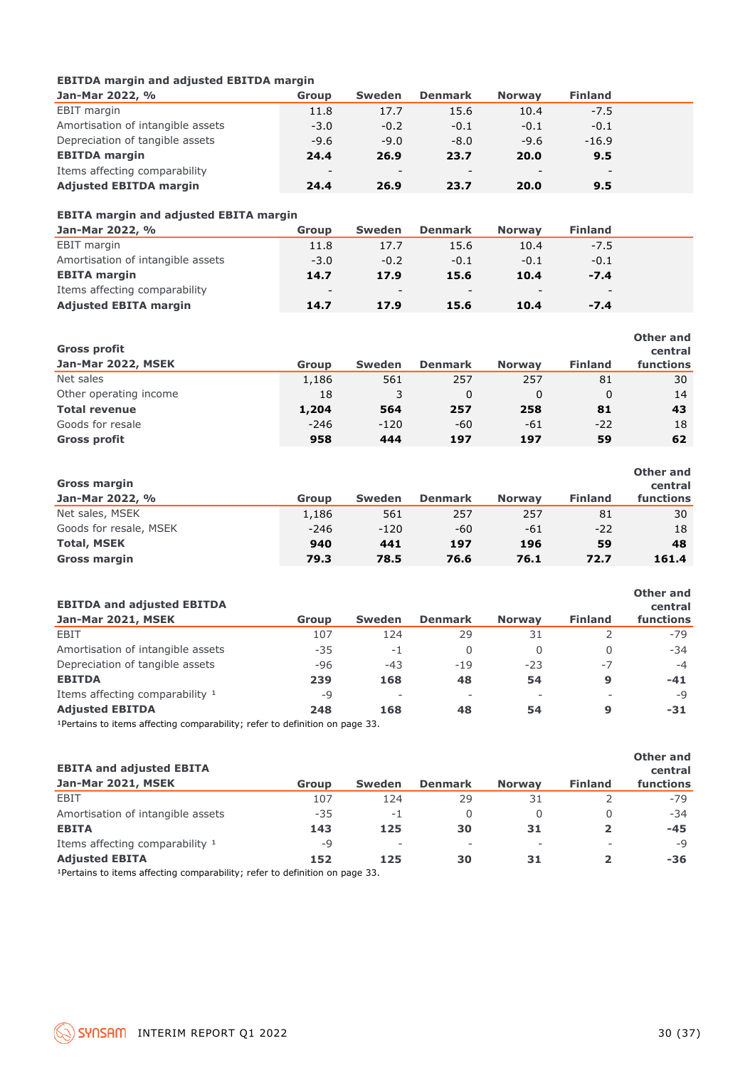**EBITDA margin and adjusted EBITDA margin**

| Jan-Mar 2022, % | Group | Sweden | Denmark | Norway | Finland |
|---|---|---|---|---|---|
| EBIT margin | 11.8 | 17.7 | 15.6 | 10.4 | -7.5 |
| Amortisation of intangible assets | -3.0 | -0.2 | -0.1 | -0.1 | -0.1 |
| Depreciation of tangible assets | -9.6 | -9.0 | -8.0 | -9.6 | -16.9 |
| **EBITDA margin** | **24.4** | **26.9** | **23.7** | **20.0** | **9.5** |
| Items affecting comparability | - | - | - | - | - |
| **Adjusted EBITDA margin** | **24.4** | **26.9** | **23.7** | **20.0** | **9.5** |

**EBITA margin and adjusted EBITA margin**

| Jan-Mar 2022, % | Group | Sweden | Denmark | Norway | Finland |
|---|---|---|---|---|---|
| EBIT margin | 11.8 | 17.7 | 15.6 | 10.4 | -7.5 |
| Amortisation of intangible assets | -3.0 | -0.2 | -0.1 | -0.1 | -0.1 |
| **EBITA margin** | **14.7** | **17.9** | **15.6** | **10.4** | **-7.4** |
| Items affecting comparability | - | - | - | - | - |
| **Adjusted EBITA margin** | **14.7** | **17.9** | **15.6** | **10.4** | **-7.4** |

**Gross profit**

| Jan-Mar 2022, MSEK | Group | Sweden | Denmark | Norway | Finland | Other and central functions |
|---|---|---|---|---|---|---|
| Net sales | 1,186 | 561 | 257 | 257 | 81 | 30 |
| Other operating income | 18 | 3 | 0 | 0 | 0 | 14 |
| **Total revenue** | **1,204** | **564** | **257** | **258** | **81** | **43** |
| Goods for resale | -246 | -120 | -60 | -61 | -22 | 18 |
| **Gross profit** | **958** | **444** | **197** | **197** | **59** | **62** |

**Gross margin**

| Jan-Mar 2022, % | Group | Sweden | Denmark | Norway | Finland | Other and central functions |
|---|---|---|---|---|---|---|
| Net sales, MSEK | 1,186 | 561 | 257 | 257 | 81 | 30 |
| Goods for resale, MSEK | -246 | -120 | -60 | -61 | -22 | 18 |
| **Total, MSEK** | **940** | **441** | **197** | **196** | **59** | **48** |
| **Gross margin** | **79.3** | **78.5** | **76.6** | **76.1** | **72.7** | **161.4** |

**EBITDA and adjusted EBITDA**

| Jan-Mar 2021, MSEK | Group | Sweden | Denmark | Norway | Finland | Other and central functions |
|---|---|---|---|---|---|---|
| EBIT | 107 | 124 | 29 | 31 | 2 | -79 |
| Amortisation of intangible assets | -35 | -1 | 0 | 0 | 0 | -34 |
| Depreciation of tangible assets | -96 | -43 | -19 | -23 | -7 | -4 |
| **EBITDA** | **239** | **168** | **48** | **54** | **9** | **-41** |
| Items affecting comparability [1] | -9 | - | - | - | - | -9 |
| **Adjusted EBITDA** | **248** | **168** | **48** | **54** | **9** | **-31** |

[1]Pertains to items affecting comparability; refer to definition on page 33.

**EBITA and adjusted EBITA**

| Jan-Mar 2021, MSEK | Group | Sweden | Denmark | Norway | Finland | Other and central functions |
|---|---|---|---|---|---|---|
| EBIT | 107 | 124 | 29 | 31 | 2 | -79 |
| Amortisation of intangible assets | -35 | -1 | 0 | 0 | 0 | -34 |
| **EBITA** | **143** | **125** | **30** | **31** | **2** | **-45** |
| Items affecting comparability [1] | -9 | - | - | - | - | -9 |
| **Adjusted EBITA** | **152** | **125** | **30** | **31** | **2** | **-36** |

[1]Pertains to items affecting comparability; refer to definition on page 33.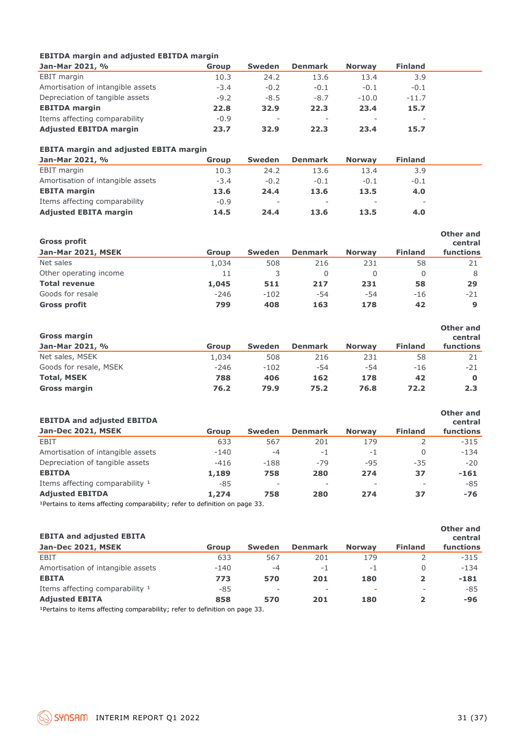**EBITDA margin and adjusted EBITDA margin**

| Jan-Mar 2021, % | Group | Sweden | Denmark | Norway | Finland |
|---|---|---|---|---|---|
| EBIT margin | 10.3 | 24.2 | 13.6 | 13.4 | 3.9 |
| Amortisation of intangible assets | -3.4 | -0.2 | -0.1 | -0.1 | -0.1 |
| Depreciation of tangible assets | -9.2 | -8.5 | -8.7 | -10.0 | -11.7 |
| **EBITDA margin** | **22.8** | **32.9** | **22.3** | **23.4** | **15.7** |
| Items affecting comparability | -0.9 | - | - | - | - |
| **Adjusted EBITDA margin** | **23.7** | **32.9** | **22.3** | **23.4** | **15.7** |

**EBITA margin and adjusted EBITA margin**

| Jan-Mar 2021, % | Group | Sweden | Denmark | Norway | Finland |
|---|---|---|---|---|---|
| EBIT margin | 10.3 | 24.2 | 13.6 | 13.4 | 3.9 |
| Amortisation of intangible assets | -3.4 | -0.2 | -0.1 | -0.1 | -0.1 |
| **EBITA margin** | **13.6** | **24.4** | **13.6** | **13.5** | **4.0** |
| Items affecting comparability | -0.9 | - | - | - | - |
| **Adjusted EBITA margin** | **14.5** | **24.4** | **13.6** | **13.5** | **4.0** |

**Gross profit**

| Jan-Mar 2021, MSEK | Group | Sweden | Denmark | Norway | Finland | Other and central functions |
|---|---|---|---|---|---|---|
| Net sales | 1,034 | 508 | 216 | 231 | 58 | 21 |
| Other operating income | 11 | 3 | 0 | 0 | 0 | 8 |
| **Total revenue** | **1,045** | **511** | **217** | **231** | **58** | **29** |
| Goods for resale | -246 | -102 | -54 | -54 | -16 | -21 |
| **Gross profit** | **799** | **408** | **163** | **178** | **42** | **9** |

**Gross margin**

| Jan-Mar 2021, % | Group | Sweden | Denmark | Norway | Finland | Other and central functions |
|---|---|---|---|---|---|---|
| Net sales, MSEK | 1,034 | 508 | 216 | 231 | 58 | 21 |
| Goods for resale, MSEK | -246 | -102 | -54 | -54 | -16 | -21 |
| **Total, MSEK** | **788** | **406** | **162** | **178** | **42** | **0** |
| **Gross margin** | **76.2** | **79.9** | **75.2** | **76.8** | **72.2** | **2.3** |

**EBITDA and adjusted EBITDA**

| Jan-Dec 2021, MSEK | Group | Sweden | Denmark | Norway | Finland | Other and central functions |
|---|---|---|---|---|---|---|
| EBIT | 633 | 567 | 201 | 179 | 2 | -315 |
| Amortisation of intangible assets | -140 | -4 | -1 | -1 | 0 | -134 |
| Depreciation of tangible assets | -416 | -188 | -79 | -95 | -35 | -20 |
| **EBITDA** | **1,189** | **758** | **280** | **274** | **37** | **-161** |
| Items affecting comparability [1] | -85 | - | - | - | - | -85 |
| **Adjusted EBITDA** | **1,274** | **758** | **280** | **274** | **37** | **-76** |

[1]Pertains to items affecting comparability; refer to definition on page 33.

**EBITA and adjusted EBITA**

| Jan-Dec 2021, MSEK | Group | Sweden | Denmark | Norway | Finland | Other and central functions |
|---|---|---|---|---|---|---|
| EBIT | 633 | 567 | 201 | 179 | 2 | -315 |
| Amortisation of intangible assets | -140 | -4 | -1 | -1 | 0 | -134 |
| **EBITA** | **773** | **570** | **201** | **180** | **2** | **-181** |
| Items affecting comparability [1] | -85 | - | - | - | - | -85 |
| **Adjusted EBITA** | **858** | **570** | **201** | **180** | **2** | **-96** |

[1]Pertains to items affecting comparability; refer to definition on page 33.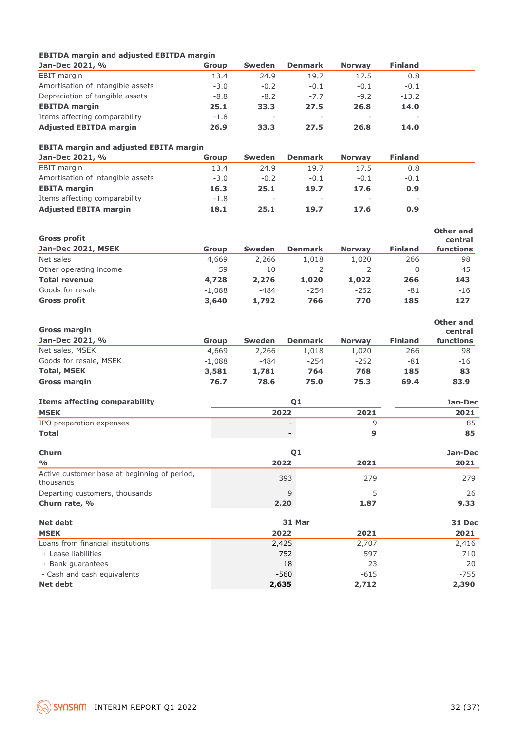**EBITDA margin and adjusted EBITDA margin**

| Jan-Dec 2021, % | Group | Sweden | Denmark | Norway | Finland |
|---|---|---|---|---|---|
| EBIT margin | 13.4 | 24.9 | 19.7 | 17.5 | 0.8 |
| Amortisation of intangible assets | -3.0 | -0.2 | -0.1 | -0.1 | -0.1 |
| Depreciation of tangible assets | -8.8 | -8.2 | -7.7 | -9.2 | -13.2 |
| **EBITDA margin** | **25.1** | **33.3** | **27.5** | **26.8** | **14.0** |
| Items affecting comparability | -1.8 | - | - | - | - |
| **Adjusted EBITDA margin** | **26.9** | **33.3** | **27.5** | **26.8** | **14.0** |

**EBITA margin and adjusted EBITA margin**

| Jan-Dec 2021, % | Group | Sweden | Denmark | Norway | Finland |
|---|---|---|---|---|---|
| EBIT margin | 13.4 | 24.9 | 19.7 | 17.5 | 0.8 |
| Amortisation of intangible assets | -3.0 | -0.2 | -0.1 | -0.1 | -0.1 |
| **EBITA margin** | **16.3** | **25.1** | **19.7** | **17.6** | **0.9** |
| Items affecting comparability | -1.8 | - | - | - | - |
| **Adjusted EBITA margin** | **18.1** | **25.1** | **19.7** | **17.6** | **0.9** |

**Gross profit**

| Jan-Dec 2021, MSEK | Group | Sweden | Denmark | Norway | Finland | Other and central functions |
|---|---|---|---|---|---|---|
| Net sales | 4,669 | 2,266 | 1,018 | 1,020 | 266 | 98 |
| Other operating income | 59 | 10 | 2 | 2 | 0 | 45 |
| **Total revenue** | **4,728** | **2,276** | **1,020** | **1,022** | **266** | **143** |
| Goods for resale | -1,088 | -484 | -254 | -252 | -81 | -16 |
| **Gross profit** | **3,640** | **1,792** | **766** | **770** | **185** | **127** |

**Gross margin**

| Jan-Dec 2021, % | Group | Sweden | Denmark | Norway | Finland | Other and central functions |
|---|---|---|---|---|---|---|
| Net sales, MSEK | 4,669 | 2,266 | 1,018 | 1,020 | 266 | 98 |
| Goods for resale, MSEK | -1,088 | -484 | -254 | -252 | -81 | -16 |
| **Total, MSEK** | **3,581** | **1,781** | **764** | **768** | **185** | **83** |
| **Gross margin** | **76.7** | **78.6** | **75.0** | **75.3** | **69.4** | **83.9** |

**Items affecting comparability**

| MSEK | Q1 2022 | Q1 2021 | Jan-Dec 2021 |
|---|---|---|---|
| IPO preparation expenses | - | 9 | 85 |
| **Total** | **-** | **9** | **85** |

**Churn**

| % | Q1 2022 | Q1 2021 | Jan-Dec 2021 |
|---|---|---|---|
| Active customer base at beginning of period, thousands | 393 | 279 | 279 |
| Departing customers, thousands | 9 | 5 | 26 |
| **Churn rate, %** | **2.20** | **1.87** | **9.33** |

**Net debt**

| MSEK | 31 Mar 2022 | 31 Mar 2021 | 31 Dec 2021 |
|---|---|---|---|
| Loans from financial institutions | 2,425 | 2,707 | 2,416 |
| + Lease liabilities | 752 | 597 | 710 |
| + Bank guarantees | 18 | 23 | 20 |
| - Cash and cash equivalents | -560 | -615 | -755 |
| **Net debt** | **2,635** | **2,712** | **2,390** |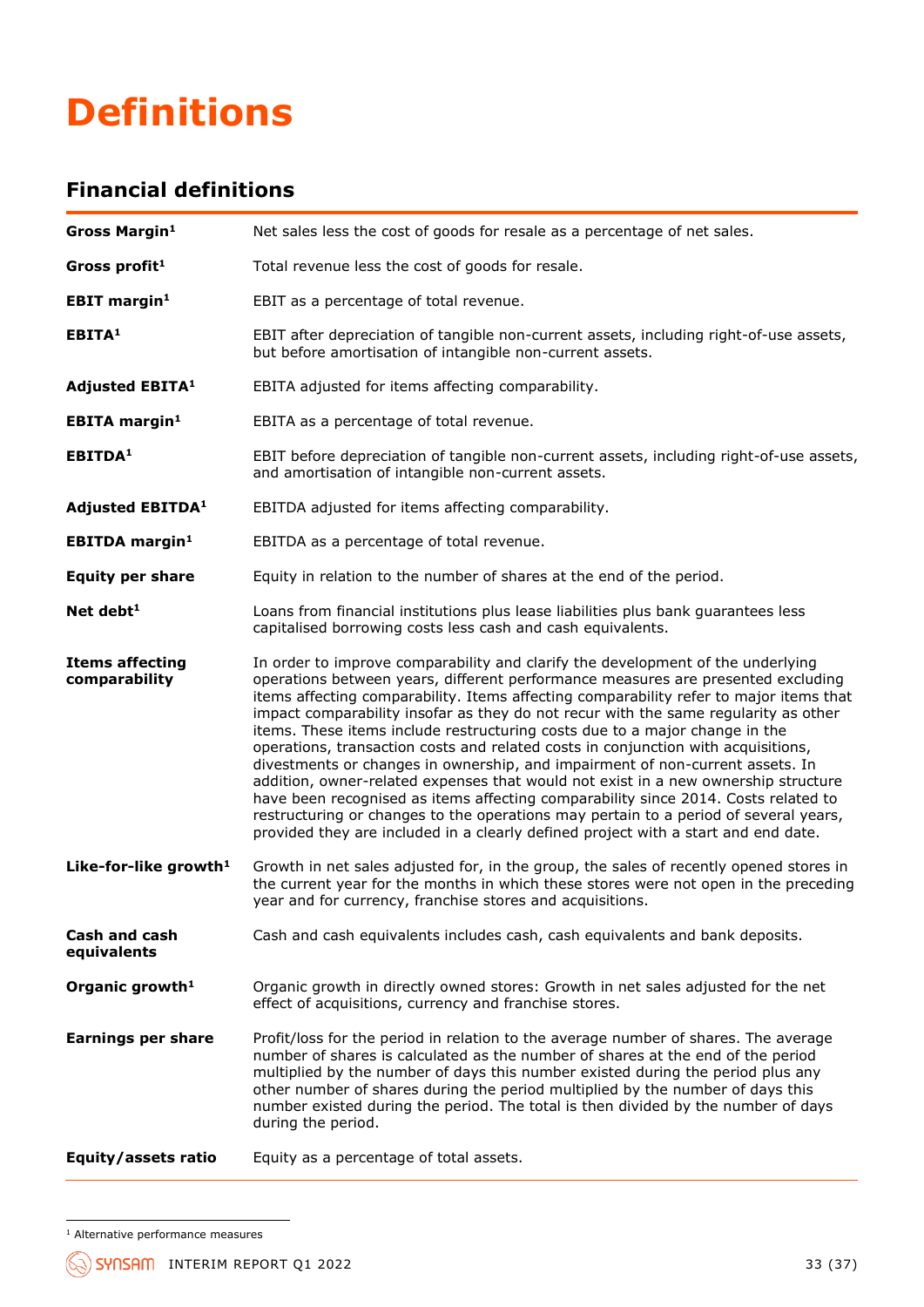# Definitions

## Financial definitions

| | |
|---|---|
| **Gross Margin**[1] | Net sales less the cost of goods for resale as a percentage of net sales. |
| **Gross profit**[1] | Total revenue less the cost of goods for resale. |
| **EBIT margin**[1] | EBIT as a percentage of total revenue. |
| **EBITA**[1] | EBIT after depreciation of tangible non-current assets, including right-of-use assets, but before amortisation of intangible non-current assets. |
| **Adjusted EBITA**[1] | EBITA adjusted for items affecting comparability. |
| **EBITA margin**[1] | EBITA as a percentage of total revenue. |
| **EBITDA**[1] | EBIT before depreciation of tangible non-current assets, including right-of-use assets, and amortisation of intangible non-current assets. |
| **Adjusted EBITDA**[1] | EBITDA adjusted for items affecting comparability. |
| **EBITDA margin**[1] | EBITDA as a percentage of total revenue. |
| **Equity per share** | Equity in relation to the number of shares at the end of the period. |
| **Net debt**[1] | Loans from financial institutions plus lease liabilities plus bank guarantees less capitalised borrowing costs less cash and cash equivalents. |
| **Items affecting comparability** | In order to improve comparability and clarify the development of the underlying operations between years, different performance measures are presented excluding items affecting comparability. Items affecting comparability refer to major items that impact comparability insofar as they do not recur with the same regularity as other items. These items include restructuring costs due to a major change in the operations, transaction costs and related costs in conjunction with acquisitions, divestments or changes in ownership, and impairment of non-current assets. In addition, owner-related expenses that would not exist in a new ownership structure have been recognised as items affecting comparability since 2014. Costs related to restructuring or changes to the operations may pertain to a period of several years, provided they are included in a clearly defined project with a start and end date. |
| **Like-for-like growth**[1] | Growth in net sales adjusted for, in the group, the sales of recently opened stores in the current year for the months in which these stores were not open in the preceding year and for currency, franchise stores and acquisitions. |
| **Cash and cash equivalents** | Cash and cash equivalents includes cash, cash equivalents and bank deposits. |
| **Organic growth**[1] | Organic growth in directly owned stores: Growth in net sales adjusted for the net effect of acquisitions, currency and franchise stores. |
| **Earnings per share** | Profit/loss for the period in relation to the average number of shares. The average number of shares is calculated as the number of shares at the end of the period multiplied by the number of days this number existed during the period plus any other number of shares during the period multiplied by the number of days this number existed during the period. The total is then divided by the number of days during the period. |
| **Equity/assets ratio** | Equity as a percentage of total assets. |

[1] Alternative performance measures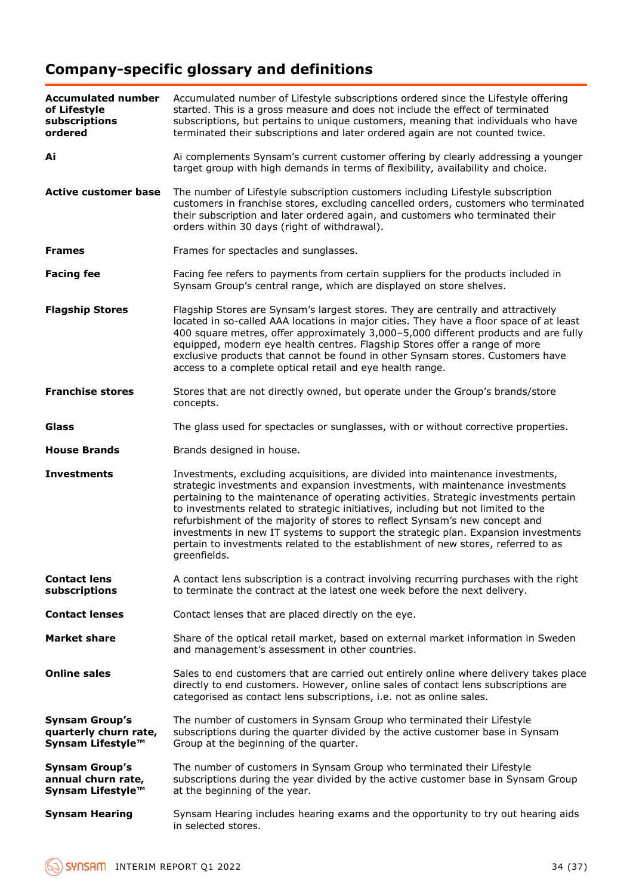# Company-specific glossary and definitions

| | |
|---|---|
| **Accumulated number of Lifestyle subscriptions ordered** | Accumulated number of Lifestyle subscriptions ordered since the Lifestyle offering started. This is a gross measure and does not include the effect of terminated subscriptions, but pertains to unique customers, meaning that individuals who have terminated their subscriptions and later ordered again are not counted twice. |
| **Ai** | Ai complements Synsam's current customer offering by clearly addressing a younger target group with high demands in terms of flexibility, availability and choice. |
| **Active customer base** | The number of Lifestyle subscription customers including Lifestyle subscription customers in franchise stores, excluding cancelled orders, customers who terminated their subscription and later ordered again, and customers who terminated their orders within 30 days (right of withdrawal). |
| **Frames** | Frames for spectacles and sunglasses. |
| **Facing fee** | Facing fee refers to payments from certain suppliers for the products included in Synsam Group's central range, which are displayed on store shelves. |
| **Flagship Stores** | Flagship Stores are Synsam's largest stores. They are centrally and attractively located in so-called AAA locations in major cities. They have a floor space of at least 400 square metres, offer approximately 3,000–5,000 different products and are fully equipped, modern eye health centres. Flagship Stores offer a range of more exclusive products that cannot be found in other Synsam stores. Customers have access to a complete optical retail and eye health range. |
| **Franchise stores** | Stores that are not directly owned, but operate under the Group's brands/store concepts. |
| **Glass** | The glass used for spectacles or sunglasses, with or without corrective properties. |
| **House Brands** | Brands designed in house. |
| **Investments** | Investments, excluding acquisitions, are divided into maintenance investments, strategic investments and expansion investments, with maintenance investments pertaining to the maintenance of operating activities. Strategic investments pertain to investments related to strategic initiatives, including but not limited to the refurbishment of the majority of stores to reflect Synsam's new concept and investments in new IT systems to support the strategic plan. Expansion investments pertain to investments related to the establishment of new stores, referred to as greenfields. |
| **Contact lens subscriptions** | A contact lens subscription is a contract involving recurring purchases with the right to terminate the contract at the latest one week before the next delivery. |
| **Contact lenses** | Contact lenses that are placed directly on the eye. |
| **Market share** | Share of the optical retail market, based on external market information in Sweden and management's assessment in other countries. |
| **Online sales** | Sales to end customers that are carried out entirely online where delivery takes place directly to end customers. However, online sales of contact lens subscriptions are categorised as contact lens subscriptions, i.e. not as online sales. |
| **Synsam Group's quarterly churn rate, Synsam Lifestyle™** | The number of customers in Synsam Group who terminated their Lifestyle subscriptions during the quarter divided by the active customer base in Synsam Group at the beginning of the quarter. |
| **Synsam Group's annual churn rate, Synsam Lifestyle™** | The number of customers in Synsam Group who terminated their Lifestyle subscriptions during the year divided by the active customer base in Synsam Group at the beginning of the year. |
| **Synsam Hearing** | Synsam Hearing includes hearing exams and the opportunity to try out hearing aids in selected stores. |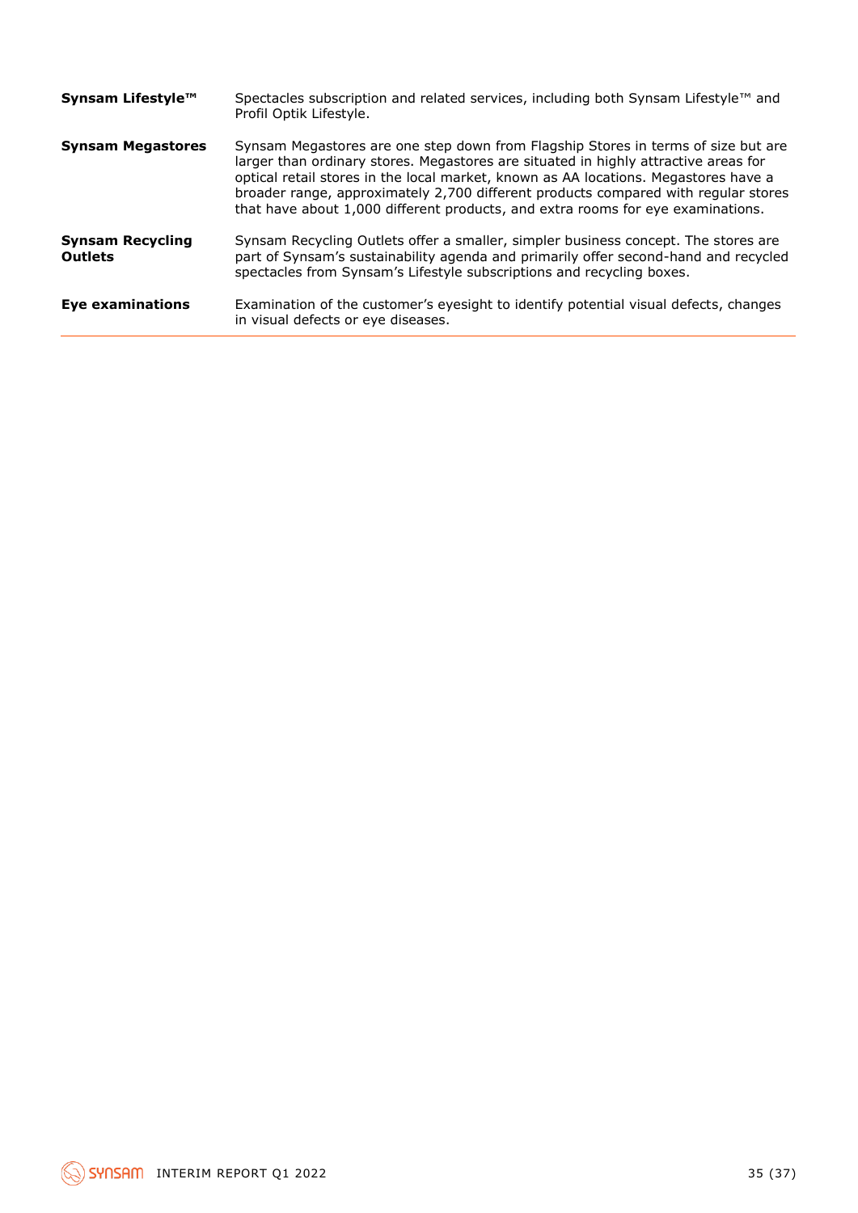| | |
|---|---|
| **Synsam Lifestyle™** | Spectacles subscription and related services, including both Synsam Lifestyle™ and Profil Optik Lifestyle. |
| **Synsam Megastores** | Synsam Megastores are one step down from Flagship Stores in terms of size but are larger than ordinary stores. Megastores are situated in highly attractive areas for optical retail stores in the local market, known as AA locations. Megastores have a broader range, approximately 2,700 different products compared with regular stores that have about 1,000 different products, and extra rooms for eye examinations. |
| **Synsam Recycling Outlets** | Synsam Recycling Outlets offer a smaller, simpler business concept. The stores are part of Synsam's sustainability agenda and primarily offer second-hand and recycled spectacles from Synsam's Lifestyle subscriptions and recycling boxes. |
| **Eye examinations** | Examination of the customer's eyesight to identify potential visual defects, changes in visual defects or eye diseases. |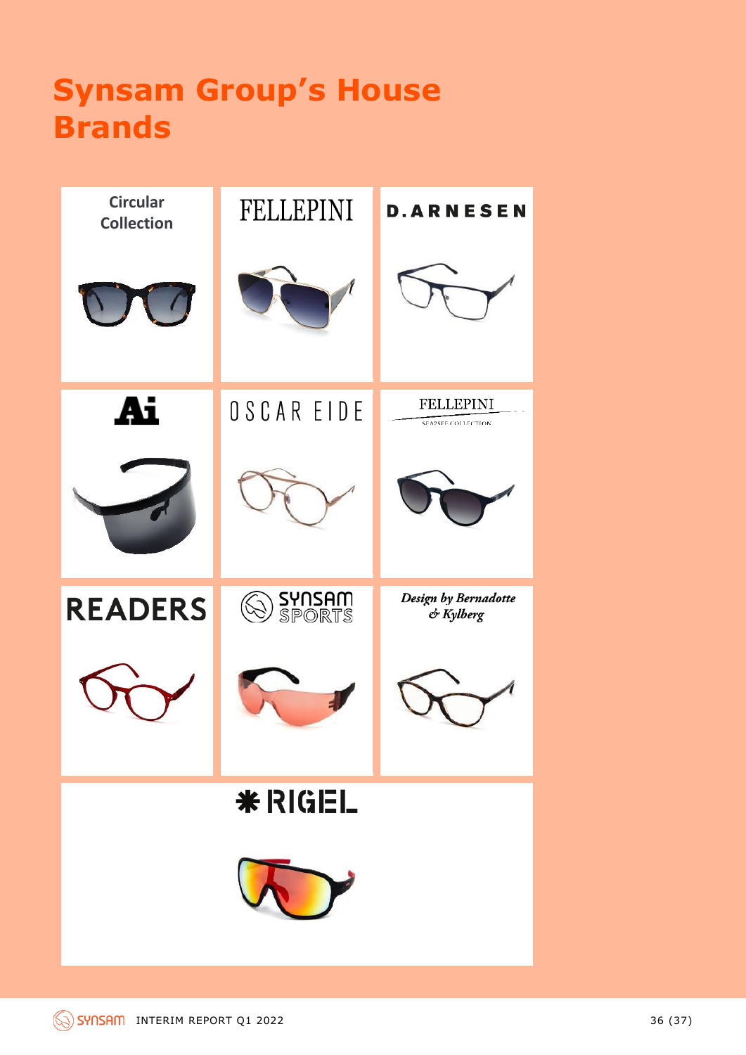# Synsam Group's House Brands

Circular Collection

FELLEPINI

D.ARNESEN

Ai

OSCAR EIDE

FELLEPINI SEASIDE COLLECTION

READERS

SYNSAM SPORTS

Design by Bernadotte & Kylberg

✱RIGEL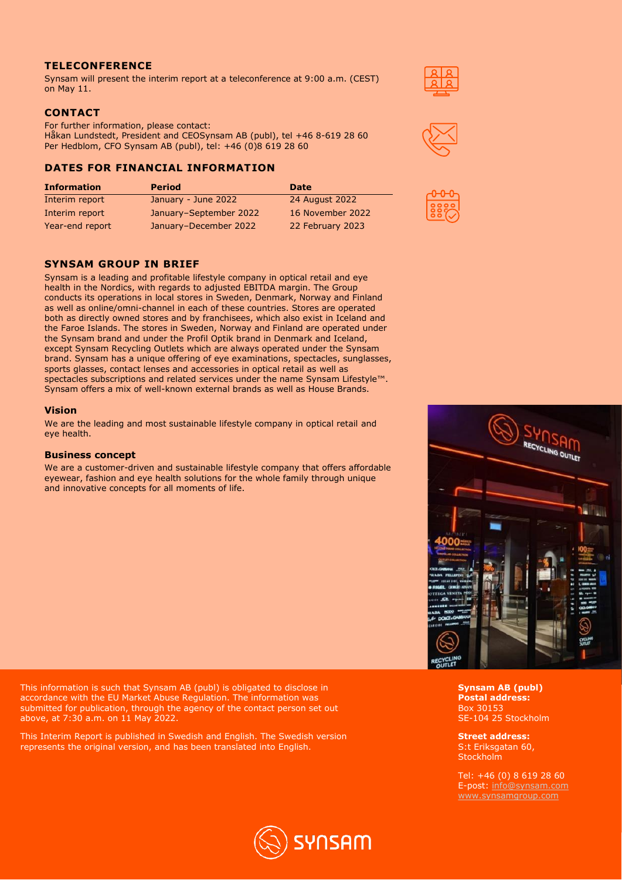## TELECONFERENCE

Synsam will present the interim report at a teleconference at 9:00 a.m. (CEST) on May 11.

## CONTACT

For further information, please contact:
Håkan Lundstedt, President and CEOSynsam AB (publ), tel +46 8-619 28 60
Per Hedblom, CFO Synsam AB (publ), tel: +46 (0)8 619 28 60

## DATES FOR FINANCIAL INFORMATION

| Information | Period | Date |
|---|---|---|
| Interim report | January - June 2022 | 24 August 2022 |
| Interim report | January–September 2022 | 16 November 2022 |
| Year-end report | January–December 2022 | 22 February 2023 |

## SYNSAM GROUP IN BRIEF

Synsam is a leading and profitable lifestyle company in optical retail and eye health in the Nordics, with regards to adjusted EBITDA margin. The Group conducts its operations in local stores in Sweden, Denmark, Norway and Finland as well as online/omni-channel in each of these countries. Stores are operated both as directly owned stores and by franchisees, which also exist in Iceland and the Faroe Islands. The stores in Sweden, Norway and Finland are operated under the Synsam brand and under the Profil Optik brand in Denmark and Iceland, except Synsam Recycling Outlets which are always operated under the Synsam brand. Synsam has a unique offering of eye examinations, spectacles, sunglasses, sports glasses, contact lenses and accessories in optical retail as well as spectacles subscriptions and related services under the name Synsam Lifestyle™. Synsam offers a mix of well-known external brands as well as House Brands.

### Vision

We are the leading and most sustainable lifestyle company in optical retail and eye health.

### Business concept

We are a customer-driven and sustainable lifestyle company that offers affordable eyewear, fashion and eye health solutions for the whole family through unique and innovative concepts for all moments of life.

This information is such that Synsam AB (publ) is obligated to disclose in accordance with the EU Market Abuse Regulation. The information was submitted for publication, through the agency of the contact person set out above, at 7:30 a.m. on 11 May 2022.

This Interim Report is published in Swedish and English. The Swedish version represents the original version, and has been translated into English.

**Synsam AB (publ)**
**Postal address:**
Box 30153
SE-104 25 Stockholm

**Street address:**
S:t Eriksgatan 60,
Stockholm

Tel: +46 (0) 8 619 28 60
E-post: info@synsam.com
www.synsamgroup.com